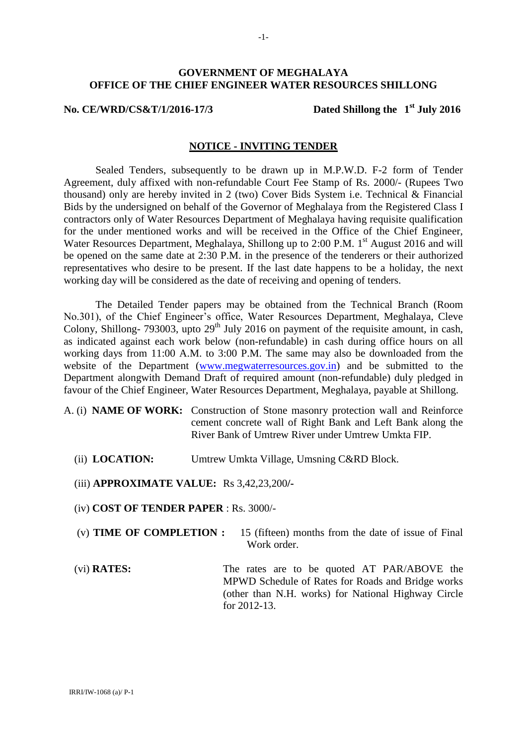**GOVERNMENT OF MEGHALAYA**
**OFFICE OF THE CHIEF ENGINEER WATER RESOURCES SHILLONG**

**No. CE/WRD/CS&T/1/2016-17/3** **Dated Shillong the 1st July 2016**

## NOTICE - INVITING TENDER

Sealed Tenders, subsequently to be drawn up in M.P.W.D. F-2 form of Tender Agreement, duly affixed with non-refundable Court Fee Stamp of Rs. 2000/- (Rupees Two thousand) only are hereby invited in 2 (two) Cover Bids System i.e. Technical & Financial Bids by the undersigned on behalf of the Governor of Meghalaya from the Registered Class I contractors only of Water Resources Department of Meghalaya having requisite qualification for the under mentioned works and will be received in the Office of the Chief Engineer, Water Resources Department, Meghalaya, Shillong up to 2:00 P.M. 1st August 2016 and will be opened on the same date at 2:30 P.M. in the presence of the tenderers or their authorized representatives who desire to be present. If the last date happens to be a holiday, the next working day will be considered as the date of receiving and opening of tenders.

The Detailed Tender papers may be obtained from the Technical Branch (Room No.301), of the Chief Engineer's office, Water Resources Department, Meghalaya, Cleve Colony, Shillong- 793003, upto 29th July 2016 on payment of the requisite amount, in cash, as indicated against each work below (non-refundable) in cash during office hours on all working days from 11:00 A.M. to 3:00 P.M. The same may also be downloaded from the website of the Department (www.megwaterresources.gov.in) and be submitted to the Department alongwith Demand Draft of required amount (non-refundable) duly pledged in favour of the Chief Engineer, Water Resources Department, Meghalaya, payable at Shillong.

A. (i) **NAME OF WORK:** Construction of Stone masonry protection wall and Reinforce cement concrete wall of Right Bank and Left Bank along the River Bank of Umtrew River under Umtrew Umkta FIP.

(ii) **LOCATION:** Umtrew Umkta Village, Umsning C&RD Block.

(iii) **APPROXIMATE VALUE:** Rs 3,42,23,200/-

(iv) **COST OF TENDER PAPER** : Rs. 3000/-

(v) **TIME OF COMPLETION :** 15 (fifteen) months from the date of issue of Final Work order.

(vi) **RATES:** The rates are to be quoted AT PAR/ABOVE the MPWD Schedule of Rates for Roads and Bridge works (other than N.H. works) for National Highway Circle for 2012-13.

IRRI/IW-1068 (a)/ P-1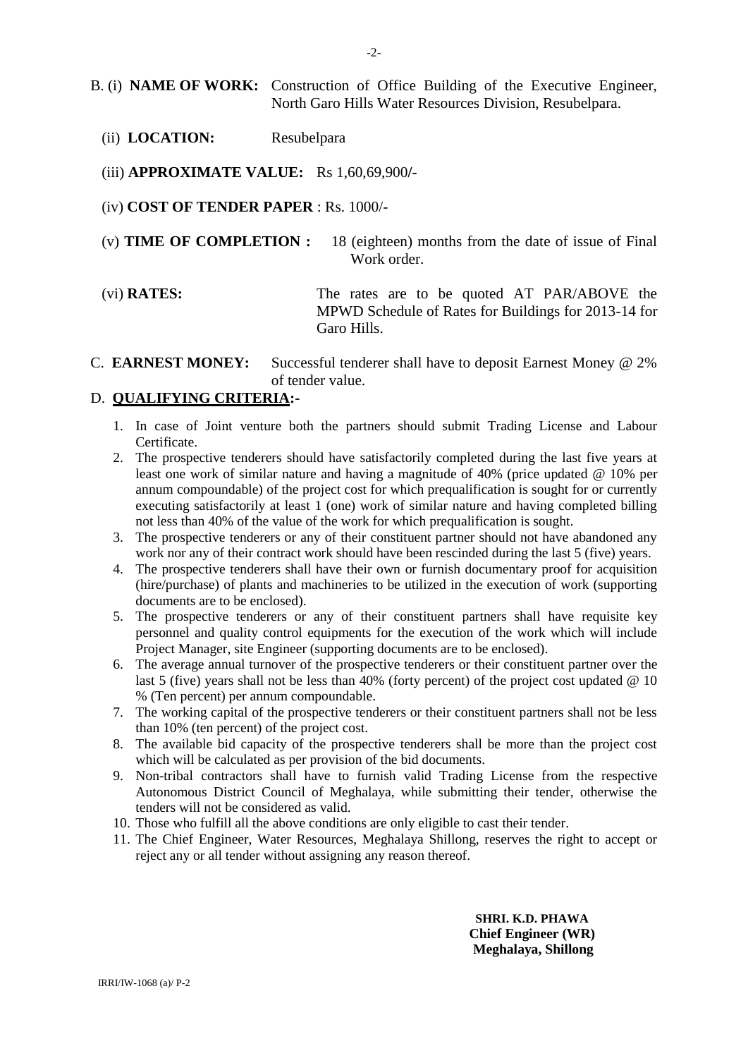B. (i) **NAME OF WORK:** Construction of Office Building of the Executive Engineer, North Garo Hills Water Resources Division, Resubelpara.

(ii) **LOCATION:** Resubelpara

(iii) **APPROXIMATE VALUE:** Rs 1,60,69,900/-

(iv) **COST OF TENDER PAPER** : Rs. 1000/-

(v) **TIME OF COMPLETION :** 18 (eighteen) months from the date of issue of Final Work order.

(vi) **RATES:** The rates are to be quoted AT PAR/ABOVE the MPWD Schedule of Rates for Buildings for 2013-14 for Garo Hills.

C. **EARNEST MONEY:** Successful tenderer shall have to deposit Earnest Money @ 2% of tender value.

D. **QUALIFYING CRITERIA:-**

1. In case of Joint venture both the partners should submit Trading License and Labour Certificate.
2. The prospective tenderers should have satisfactorily completed during the last five years at least one work of similar nature and having a magnitude of 40% (price updated @ 10% per annum compoundable) of the project cost for which prequalification is sought for or currently executing satisfactorily at least 1 (one) work of similar nature and having completed billing not less than 40% of the value of the work for which prequalification is sought.
3. The prospective tenderers or any of their constituent partner should not have abandoned any work nor any of their contract work should have been rescinded during the last 5 (five) years.
4. The prospective tenderers shall have their own or furnish documentary proof for acquisition (hire/purchase) of plants and machineries to be utilized in the execution of work (supporting documents are to be enclosed).
5. The prospective tenderers or any of their constituent partners shall have requisite key personnel and quality control equipments for the execution of the work which will include Project Manager, site Engineer (supporting documents are to be enclosed).
6. The average annual turnover of the prospective tenderers or their constituent partner over the last 5 (five) years shall not be less than 40% (forty percent) of the project cost updated @ 10 % (Ten percent) per annum compoundable.
7. The working capital of the prospective tenderers or their constituent partners shall not be less than 10% (ten percent) of the project cost.
8. The available bid capacity of the prospective tenderers shall be more than the project cost which will be calculated as per provision of the bid documents.
9. Non-tribal contractors shall have to furnish valid Trading License from the respective Autonomous District Council of Meghalaya, while submitting their tender, otherwise the tenders will not be considered as valid.
10. Those who fulfill all the above conditions are only eligible to cast their tender.
11. The Chief Engineer, Water Resources, Meghalaya Shillong, reserves the right to accept or reject any or all tender without assigning any reason thereof.

**SHRI. K.D. PHAWA**
**Chief Engineer (WR)**
**Meghalaya, Shillong**

IRRI/IW-1068 (a)/ P-2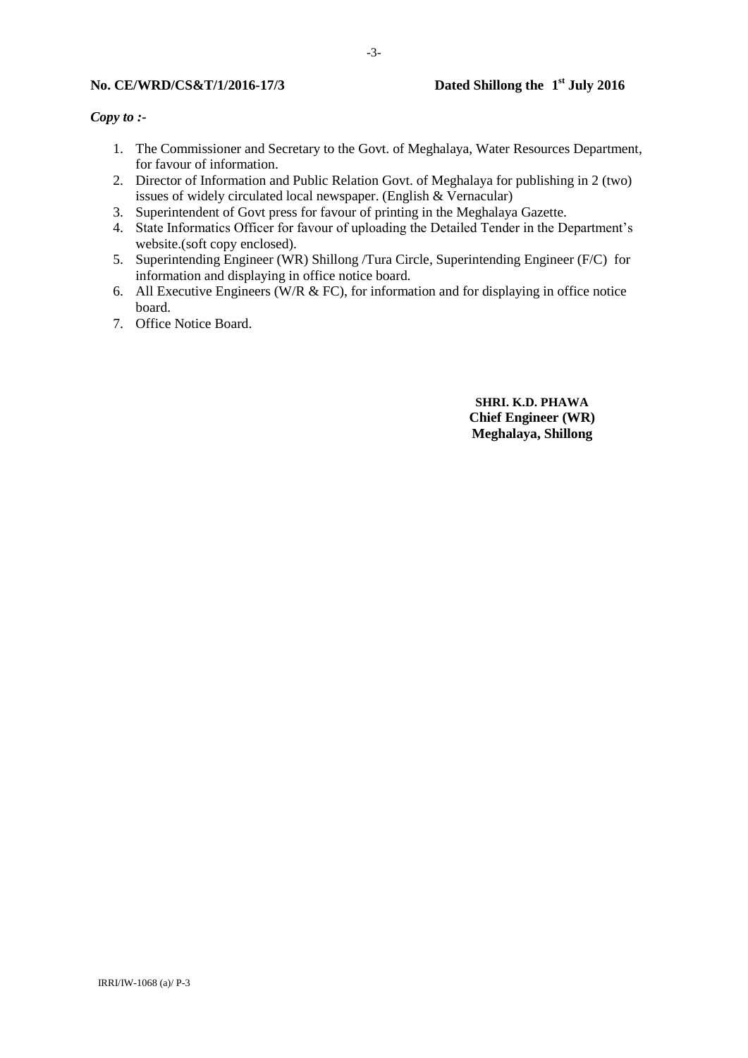**No. CE/WRD/CS&T/1/2016-17/3** **Dated Shillong the 1st July 2016**

***Copy to :-***

1. The Commissioner and Secretary to the Govt. of Meghalaya, Water Resources Department, for favour of information.
2. Director of Information and Public Relation Govt. of Meghalaya for publishing in 2 (two) issues of widely circulated local newspaper. (English & Vernacular)
3. Superintendent of Govt press for favour of printing in the Meghalaya Gazette.
4. State Informatics Officer for favour of uploading the Detailed Tender in the Department's website.(soft copy enclosed).
5. Superintending Engineer (WR) Shillong /Tura Circle, Superintending Engineer (F/C) for information and displaying in office notice board.
6. All Executive Engineers (W/R & FC), for information and for displaying in office notice board.
7. Office Notice Board.

**SHRI. K.D. PHAWA**
**Chief Engineer (WR)**
**Meghalaya, Shillong**

IRRI/IW-1068 (a)/ P-3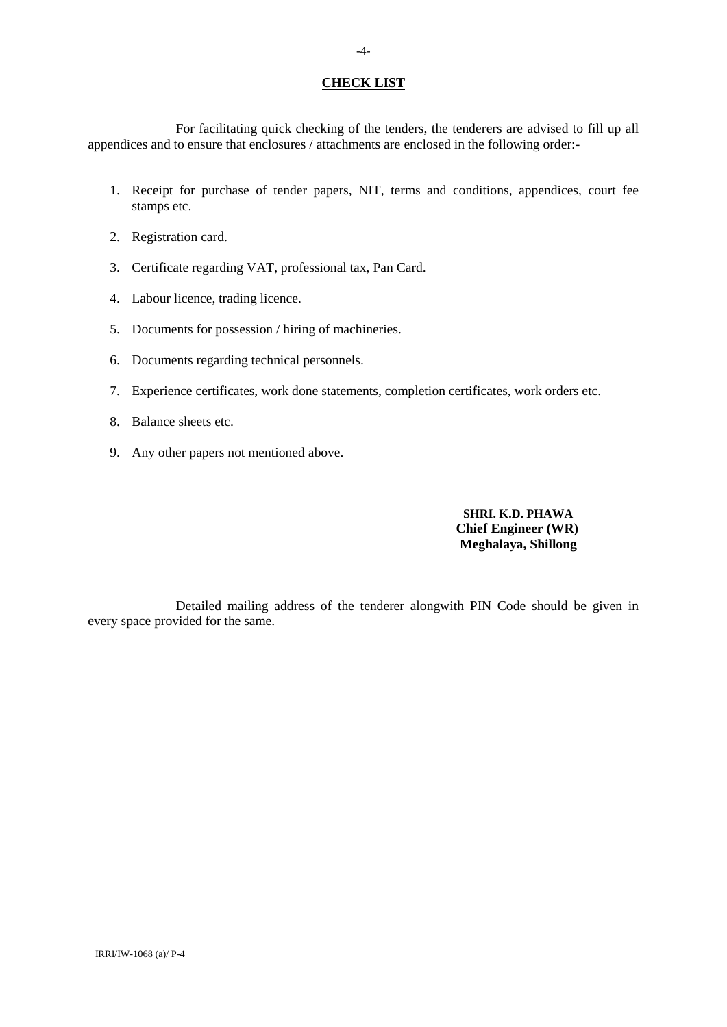## CHECK LIST

For facilitating quick checking of the tenders, the tenderers are advised to fill up all appendices and to ensure that enclosures / attachments are enclosed in the following order:-

1. Receipt for purchase of tender papers, NIT, terms and conditions, appendices, court fee stamps etc.
2. Registration card.
3. Certificate regarding VAT, professional tax, Pan Card.
4. Labour licence, trading licence.
5. Documents for possession / hiring of machineries.
6. Documents regarding technical personnels.
7. Experience certificates, work done statements, completion certificates, work orders etc.
8. Balance sheets etc.
9. Any other papers not mentioned above.

**SHRI. K.D. PHAWA**
**Chief Engineer (WR)**
**Meghalaya, Shillong**

Detailed mailing address of the tenderer alongwith PIN Code should be given in every space provided for the same.

IRRI/IW-1068 (a)/ P-4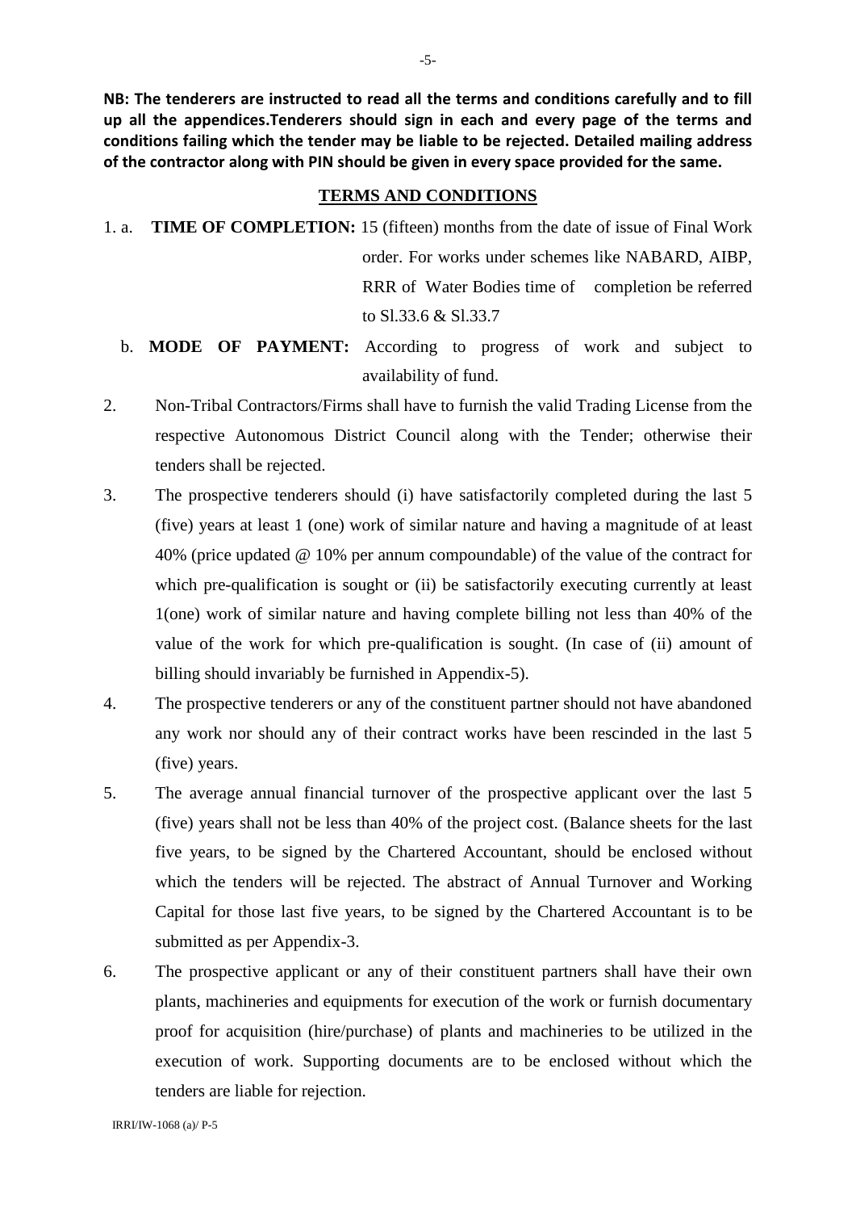**NB: The tenderers are instructed to read all the terms and conditions carefully and to fill up all the appendices.Tenderers should sign in each and every page of the terms and conditions failing which the tender may be liable to be rejected. Detailed mailing address of the contractor along with PIN should be given in every space provided for the same.**

## TERMS AND CONDITIONS

1. a. **TIME OF COMPLETION:** 15 (fifteen) months from the date of issue of Final Work order. For works under schemes like NABARD, AIBP, RRR of Water Bodies time of completion be referred to Sl.33.6 & Sl.33.7

   b. **MODE OF PAYMENT:** According to progress of work and subject to availability of fund.

2. Non-Tribal Contractors/Firms shall have to furnish the valid Trading License from the respective Autonomous District Council along with the Tender; otherwise their tenders shall be rejected.

3. The prospective tenderers should (i) have satisfactorily completed during the last 5 (five) years at least 1 (one) work of similar nature and having a magnitude of at least 40% (price updated @ 10% per annum compoundable) of the value of the contract for which pre-qualification is sought or (ii) be satisfactorily executing currently at least 1(one) work of similar nature and having complete billing not less than 40% of the value of the work for which pre-qualification is sought. (In case of (ii) amount of billing should invariably be furnished in Appendix-5).

4. The prospective tenderers or any of the constituent partner should not have abandoned any work nor should any of their contract works have been rescinded in the last 5 (five) years.

5. The average annual financial turnover of the prospective applicant over the last 5 (five) years shall not be less than 40% of the project cost. (Balance sheets for the last five years, to be signed by the Chartered Accountant, should be enclosed without which the tenders will be rejected. The abstract of Annual Turnover and Working Capital for those last five years, to be signed by the Chartered Accountant is to be submitted as per Appendix-3.

6. The prospective applicant or any of their constituent partners shall have their own plants, machineries and equipments for execution of the work or furnish documentary proof for acquisition (hire/purchase) of plants and machineries to be utilized in the execution of work. Supporting documents are to be enclosed without which the tenders are liable for rejection.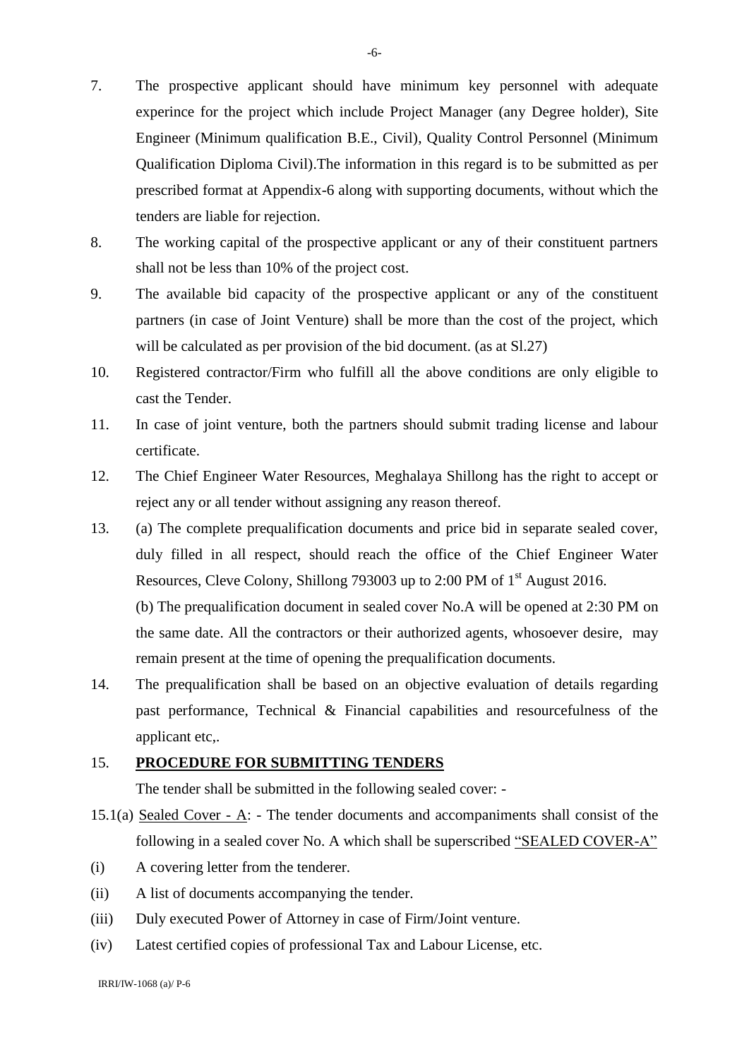7. The prospective applicant should have minimum key personnel with adequate experince for the project which include Project Manager (any Degree holder), Site Engineer (Minimum qualification B.E., Civil), Quality Control Personnel (Minimum Qualification Diploma Civil).The information in this regard is to be submitted as per prescribed format at Appendix-6 along with supporting documents, without which the tenders are liable for rejection.
8. The working capital of the prospective applicant or any of their constituent partners shall not be less than 10% of the project cost.
9. The available bid capacity of the prospective applicant or any of the constituent partners (in case of Joint Venture) shall be more than the cost of the project, which will be calculated as per provision of the bid document. (as at Sl.27)
10. Registered contractor/Firm who fulfill all the above conditions are only eligible to cast the Tender.
11. In case of joint venture, both the partners should submit trading license and labour certificate.
12. The Chief Engineer Water Resources, Meghalaya Shillong has the right to accept or reject any or all tender without assigning any reason thereof.
13. (a) The complete prequalification documents and price bid in separate sealed cover, duly filled in all respect, should reach the office of the Chief Engineer Water Resources, Cleve Colony, Shillong 793003 up to 2:00 PM of 1st August 2016.

    (b) The prequalification document in sealed cover No.A will be opened at 2:30 PM on the same date. All the contractors or their authorized agents, whosoever desire, may remain present at the time of opening the prequalification documents.
14. The prequalification shall be based on an objective evaluation of details regarding past performance, Technical & Financial capabilities and resourcefulness of the applicant etc,.

15. **PROCEDURE FOR SUBMITTING TENDERS**

    The tender shall be submitted in the following sealed cover: -

15.1(a) Sealed Cover - A: - The tender documents and accompaniments shall consist of the following in a sealed cover No. A which shall be superscribed "SEALED COVER-A"

(i) A covering letter from the tenderer.

(ii) A list of documents accompanying the tender.

(iii) Duly executed Power of Attorney in case of Firm/Joint venture.

(iv) Latest certified copies of professional Tax and Labour License, etc.

IRRI/IW-1068 (a)/ P-6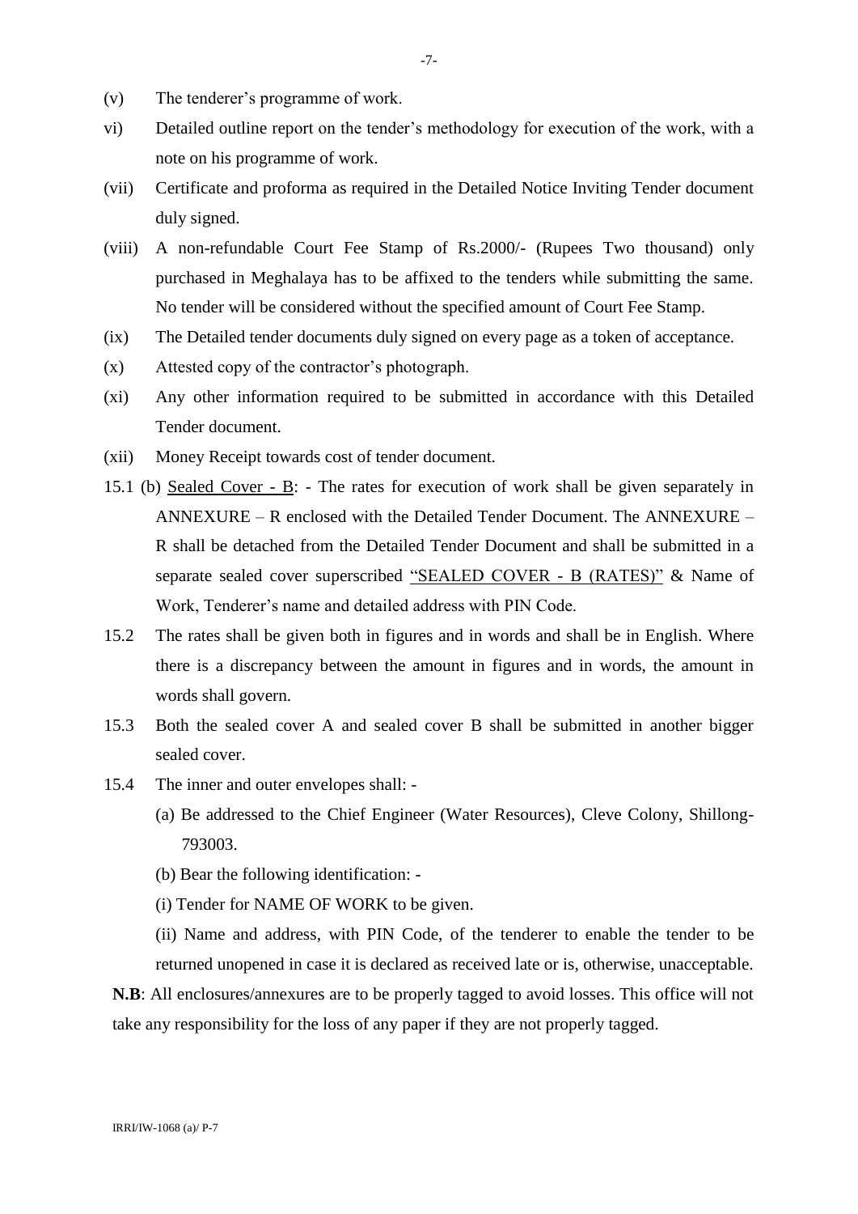(v) The tenderer's programme of work.

vi) Detailed outline report on the tender's methodology for execution of the work, with a note on his programme of work.

(vii) Certificate and proforma as required in the Detailed Notice Inviting Tender document duly signed.

(viii) A non-refundable Court Fee Stamp of Rs.2000/- (Rupees Two thousand) only purchased in Meghalaya has to be affixed to the tenders while submitting the same. No tender will be considered without the specified amount of Court Fee Stamp.

(ix) The Detailed tender documents duly signed on every page as a token of acceptance.

(x) Attested copy of the contractor's photograph.

(xi) Any other information required to be submitted in accordance with this Detailed Tender document.

(xii) Money Receipt towards cost of tender document.

15.1 (b) <u>Sealed Cover - B</u>: - The rates for execution of work shall be given separately in ANNEXURE – R enclosed with the Detailed Tender Document. The ANNEXURE – R shall be detached from the Detailed Tender Document and shall be submitted in a separate sealed cover superscribed <u>"SEALED COVER - B (RATES)"</u> & Name of Work, Tenderer's name and detailed address with PIN Code.

15.2 The rates shall be given both in figures and in words and shall be in English. Where there is a discrepancy between the amount in figures and in words, the amount in words shall govern.

15.3 Both the sealed cover A and sealed cover B shall be submitted in another bigger sealed cover.

15.4 The inner and outer envelopes shall: -

(a) Be addressed to the Chief Engineer (Water Resources), Cleve Colony, Shillong-793003.

(b) Bear the following identification: -

(i) Tender for NAME OF WORK to be given.

(ii) Name and address, with PIN Code, of the tenderer to enable the tender to be returned unopened in case it is declared as received late or is, otherwise, unacceptable.

**N.B**: All enclosures/annexures are to be properly tagged to avoid losses. This office will not take any responsibility for the loss of any paper if they are not properly tagged.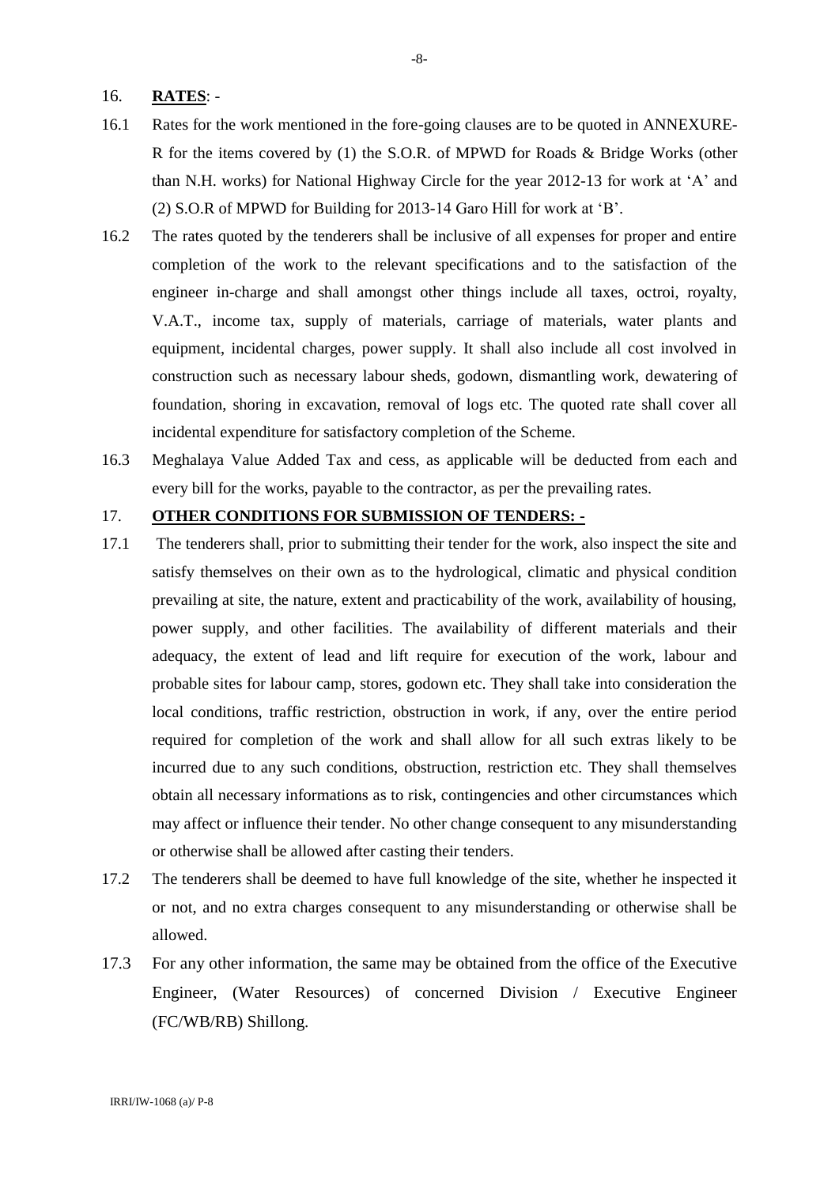16. **RATES**: -

16.1 Rates for the work mentioned in the fore-going clauses are to be quoted in ANNEXURE-R for the items covered by (1) the S.O.R. of MPWD for Roads & Bridge Works (other than N.H. works) for National Highway Circle for the year 2012-13 for work at 'A' and (2) S.O.R of MPWD for Building for 2013-14 Garo Hill for work at 'B'.

16.2 The rates quoted by the tenderers shall be inclusive of all expenses for proper and entire completion of the work to the relevant specifications and to the satisfaction of the engineer in-charge and shall amongst other things include all taxes, octroi, royalty, V.A.T., income tax, supply of materials, carriage of materials, water plants and equipment, incidental charges, power supply. It shall also include all cost involved in construction such as necessary labour sheds, godown, dismantling work, dewatering of foundation, shoring in excavation, removal of logs etc. The quoted rate shall cover all incidental expenditure for satisfactory completion of the Scheme.

16.3 Meghalaya Value Added Tax and cess, as applicable will be deducted from each and every bill for the works, payable to the contractor, as per the prevailing rates.

17. **OTHER CONDITIONS FOR SUBMISSION OF TENDERS: -**

17.1 The tenderers shall, prior to submitting their tender for the work, also inspect the site and satisfy themselves on their own as to the hydrological, climatic and physical condition prevailing at site, the nature, extent and practicability of the work, availability of housing, power supply, and other facilities. The availability of different materials and their adequacy, the extent of lead and lift require for execution of the work, labour and probable sites for labour camp, stores, godown etc. They shall take into consideration the local conditions, traffic restriction, obstruction in work, if any, over the entire period required for completion of the work and shall allow for all such extras likely to be incurred due to any such conditions, obstruction, restriction etc. They shall themselves obtain all necessary informations as to risk, contingencies and other circumstances which may affect or influence their tender. No other change consequent to any misunderstanding or otherwise shall be allowed after casting their tenders.

17.2 The tenderers shall be deemed to have full knowledge of the site, whether he inspected it or not, and no extra charges consequent to any misunderstanding or otherwise shall be allowed.

17.3 For any other information, the same may be obtained from the office of the Executive Engineer, (Water Resources) of concerned Division / Executive Engineer (FC/WB/RB) Shillong.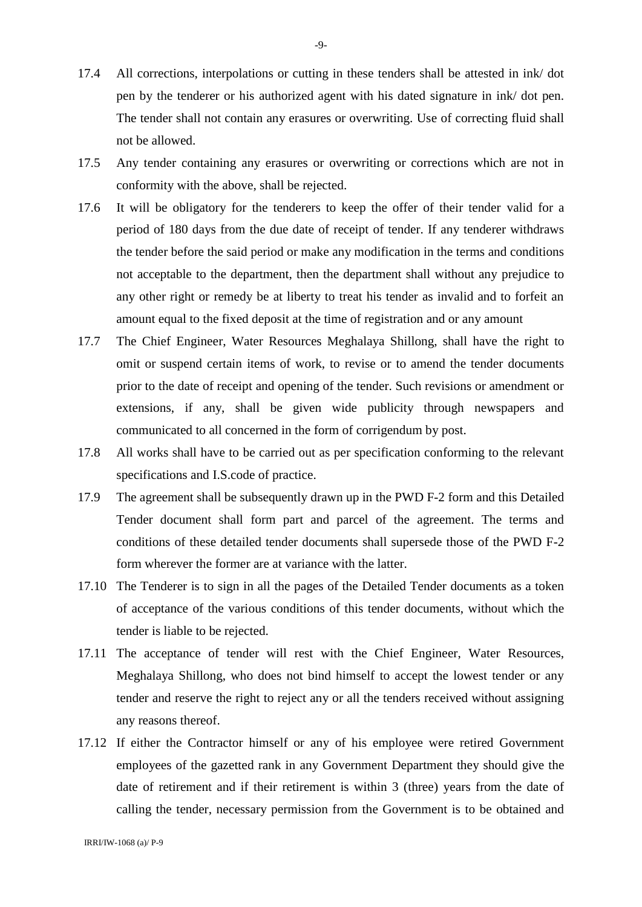17.4 All corrections, interpolations or cutting in these tenders shall be attested in ink/ dot pen by the tenderer or his authorized agent with his dated signature in ink/ dot pen. The tender shall not contain any erasures or overwriting. Use of correcting fluid shall not be allowed.

17.5 Any tender containing any erasures or overwriting or corrections which are not in conformity with the above, shall be rejected.

17.6 It will be obligatory for the tenderers to keep the offer of their tender valid for a period of 180 days from the due date of receipt of tender. If any tenderer withdraws the tender before the said period or make any modification in the terms and conditions not acceptable to the department, then the department shall without any prejudice to any other right or remedy be at liberty to treat his tender as invalid and to forfeit an amount equal to the fixed deposit at the time of registration and or any amount

17.7 The Chief Engineer, Water Resources Meghalaya Shillong, shall have the right to omit or suspend certain items of work, to revise or to amend the tender documents prior to the date of receipt and opening of the tender. Such revisions or amendment or extensions, if any, shall be given wide publicity through newspapers and communicated to all concerned in the form of corrigendum by post.

17.8 All works shall have to be carried out as per specification conforming to the relevant specifications and I.S.code of practice.

17.9 The agreement shall be subsequently drawn up in the PWD F-2 form and this Detailed Tender document shall form part and parcel of the agreement. The terms and conditions of these detailed tender documents shall supersede those of the PWD F-2 form wherever the former are at variance with the latter.

17.10 The Tenderer is to sign in all the pages of the Detailed Tender documents as a token of acceptance of the various conditions of this tender documents, without which the tender is liable to be rejected.

17.11 The acceptance of tender will rest with the Chief Engineer, Water Resources, Meghalaya Shillong, who does not bind himself to accept the lowest tender or any tender and reserve the right to reject any or all the tenders received without assigning any reasons thereof.

17.12 If either the Contractor himself or any of his employee were retired Government employees of the gazetted rank in any Government Department they should give the date of retirement and if their retirement is within 3 (three) years from the date of calling the tender, necessary permission from the Government is to be obtained and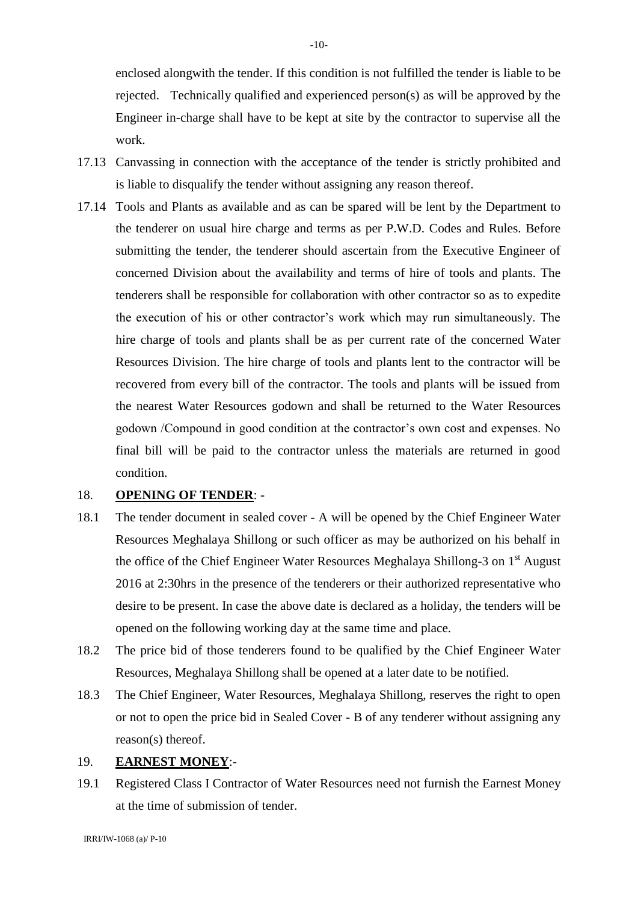enclosed alongwith the tender. If this condition is not fulfilled the tender is liable to be rejected. Technically qualified and experienced person(s) as will be approved by the Engineer in-charge shall have to be kept at site by the contractor to supervise all the work.

17.13 Canvassing in connection with the acceptance of the tender is strictly prohibited and is liable to disqualify the tender without assigning any reason thereof.

17.14 Tools and Plants as available and as can be spared will be lent by the Department to the tenderer on usual hire charge and terms as per P.W.D. Codes and Rules. Before submitting the tender, the tenderer should ascertain from the Executive Engineer of concerned Division about the availability and terms of hire of tools and plants. The tenderers shall be responsible for collaboration with other contractor so as to expedite the execution of his or other contractor's work which may run simultaneously. The hire charge of tools and plants shall be as per current rate of the concerned Water Resources Division. The hire charge of tools and plants lent to the contractor will be recovered from every bill of the contractor. The tools and plants will be issued from the nearest Water Resources godown and shall be returned to the Water Resources godown /Compound in good condition at the contractor's own cost and expenses. No final bill will be paid to the contractor unless the materials are returned in good condition.

18. **OPENING OF TENDER**: -

18.1 The tender document in sealed cover - A will be opened by the Chief Engineer Water Resources Meghalaya Shillong or such officer as may be authorized on his behalf in the office of the Chief Engineer Water Resources Meghalaya Shillong-3 on 1st August 2016 at 2:30hrs in the presence of the tenderers or their authorized representative who desire to be present. In case the above date is declared as a holiday, the tenders will be opened on the following working day at the same time and place.

18.2 The price bid of those tenderers found to be qualified by the Chief Engineer Water Resources, Meghalaya Shillong shall be opened at a later date to be notified.

18.3 The Chief Engineer, Water Resources, Meghalaya Shillong, reserves the right to open or not to open the price bid in Sealed Cover - B of any tenderer without assigning any reason(s) thereof.

19. **EARNEST MONEY**:-

19.1 Registered Class I Contractor of Water Resources need not furnish the Earnest Money at the time of submission of tender.

IRRI/IW-1068 (a)/ P-10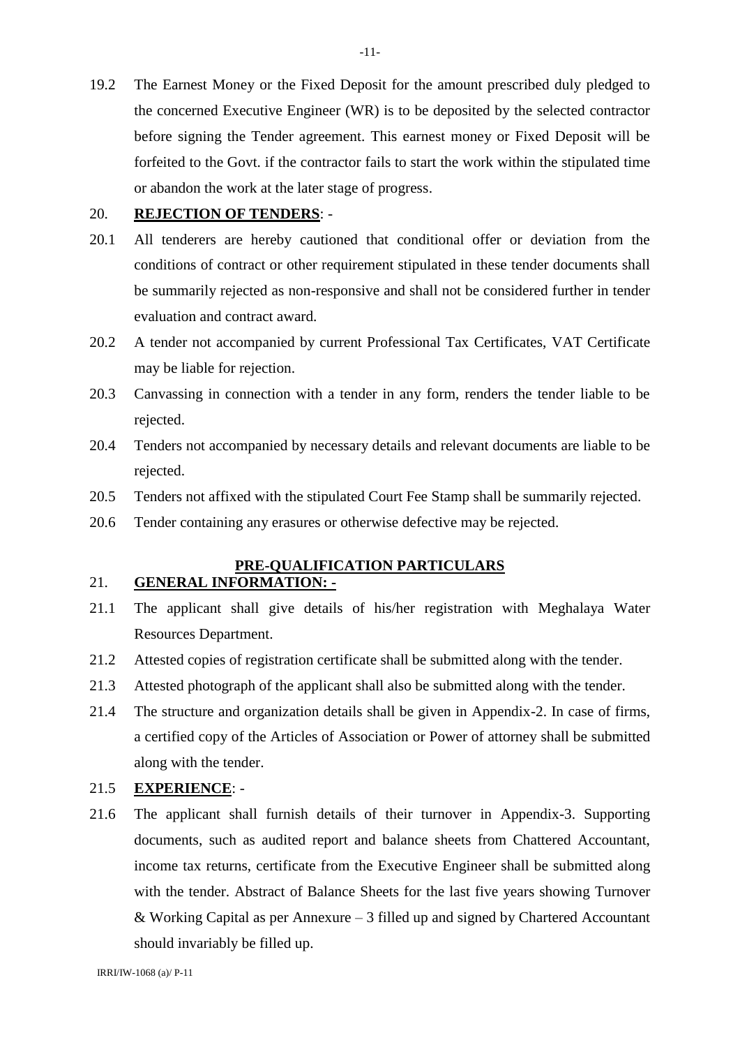19.2 The Earnest Money or the Fixed Deposit for the amount prescribed duly pledged to the concerned Executive Engineer (WR) is to be deposited by the selected contractor before signing the Tender agreement. This earnest money or Fixed Deposit will be forfeited to the Govt. if the contractor fails to start the work within the stipulated time or abandon the work at the later stage of progress.

20. **REJECTION OF TENDERS**: -

20.1 All tenderers are hereby cautioned that conditional offer or deviation from the conditions of contract or other requirement stipulated in these tender documents shall be summarily rejected as non-responsive and shall not be considered further in tender evaluation and contract award.

20.2 A tender not accompanied by current Professional Tax Certificates, VAT Certificate may be liable for rejection.

20.3 Canvassing in connection with a tender in any form, renders the tender liable to be rejected.

20.4 Tenders not accompanied by necessary details and relevant documents are liable to be rejected.

20.5 Tenders not affixed with the stipulated Court Fee Stamp shall be summarily rejected.

20.6 Tender containing any erasures or otherwise defective may be rejected.

## PRE-QUALIFICATION PARTICULARS

21. **GENERAL INFORMATION: -**

21.1 The applicant shall give details of his/her registration with Meghalaya Water Resources Department.

21.2 Attested copies of registration certificate shall be submitted along with the tender.

21.3 Attested photograph of the applicant shall also be submitted along with the tender.

21.4 The structure and organization details shall be given in Appendix-2. In case of firms, a certified copy of the Articles of Association or Power of attorney shall be submitted along with the tender.

21.5 **EXPERIENCE**: -

21.6 The applicant shall furnish details of their turnover in Appendix-3. Supporting documents, such as audited report and balance sheets from Chattered Accountant, income tax returns, certificate from the Executive Engineer shall be submitted along with the tender. Abstract of Balance Sheets for the last five years showing Turnover & Working Capital as per Annexure – 3 filled up and signed by Chartered Accountant should invariably be filled up.

IRRI/IW-1068 (a)/ P-11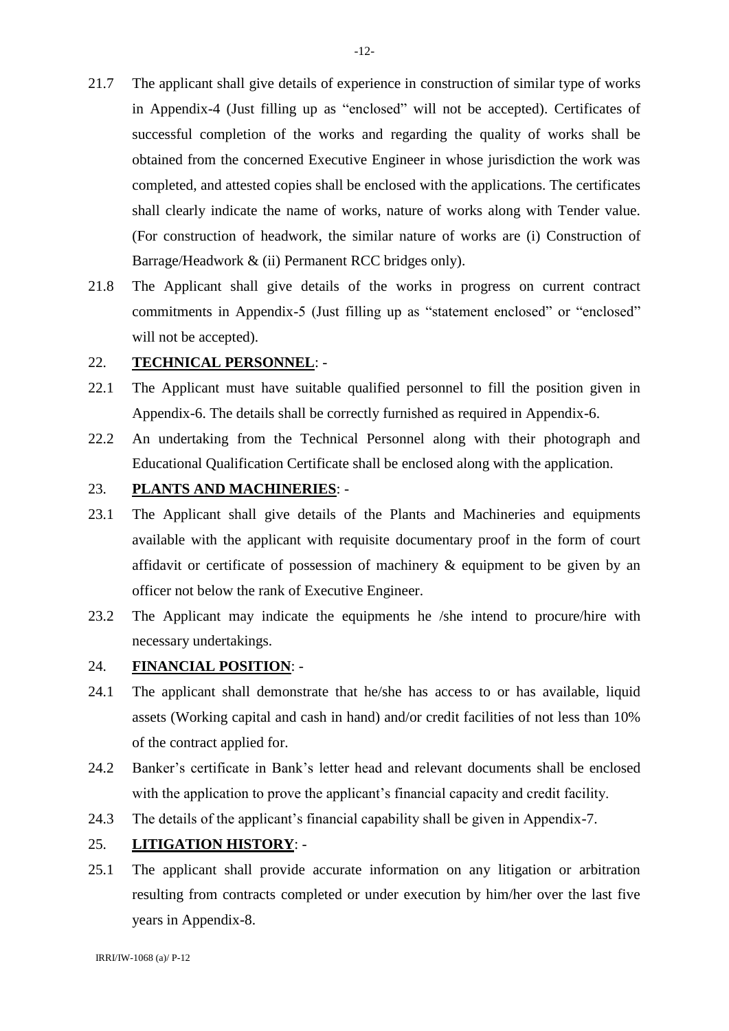21.7 The applicant shall give details of experience in construction of similar type of works in Appendix-4 (Just filling up as "enclosed" will not be accepted). Certificates of successful completion of the works and regarding the quality of works shall be obtained from the concerned Executive Engineer in whose jurisdiction the work was completed, and attested copies shall be enclosed with the applications. The certificates shall clearly indicate the name of works, nature of works along with Tender value. (For construction of headwork, the similar nature of works are (i) Construction of Barrage/Headwork & (ii) Permanent RCC bridges only).

21.8 The Applicant shall give details of the works in progress on current contract commitments in Appendix-5 (Just filling up as "statement enclosed" or "enclosed" will not be accepted).

22. **TECHNICAL PERSONNEL**: -

22.1 The Applicant must have suitable qualified personnel to fill the position given in Appendix-6. The details shall be correctly furnished as required in Appendix-6.

22.2 An undertaking from the Technical Personnel along with their photograph and Educational Qualification Certificate shall be enclosed along with the application.

23. **PLANTS AND MACHINERIES**: -

23.1 The Applicant shall give details of the Plants and Machineries and equipments available with the applicant with requisite documentary proof in the form of court affidavit or certificate of possession of machinery & equipment to be given by an officer not below the rank of Executive Engineer.

23.2 The Applicant may indicate the equipments he /she intend to procure/hire with necessary undertakings.

24. **FINANCIAL POSITION**: -

24.1 The applicant shall demonstrate that he/she has access to or has available, liquid assets (Working capital and cash in hand) and/or credit facilities of not less than 10% of the contract applied for.

24.2 Banker's certificate in Bank's letter head and relevant documents shall be enclosed with the application to prove the applicant's financial capacity and credit facility.

24.3 The details of the applicant's financial capability shall be given in Appendix-7.

25. **LITIGATION HISTORY**: -

25.1 The applicant shall provide accurate information on any litigation or arbitration resulting from contracts completed or under execution by him/her over the last five years in Appendix-8.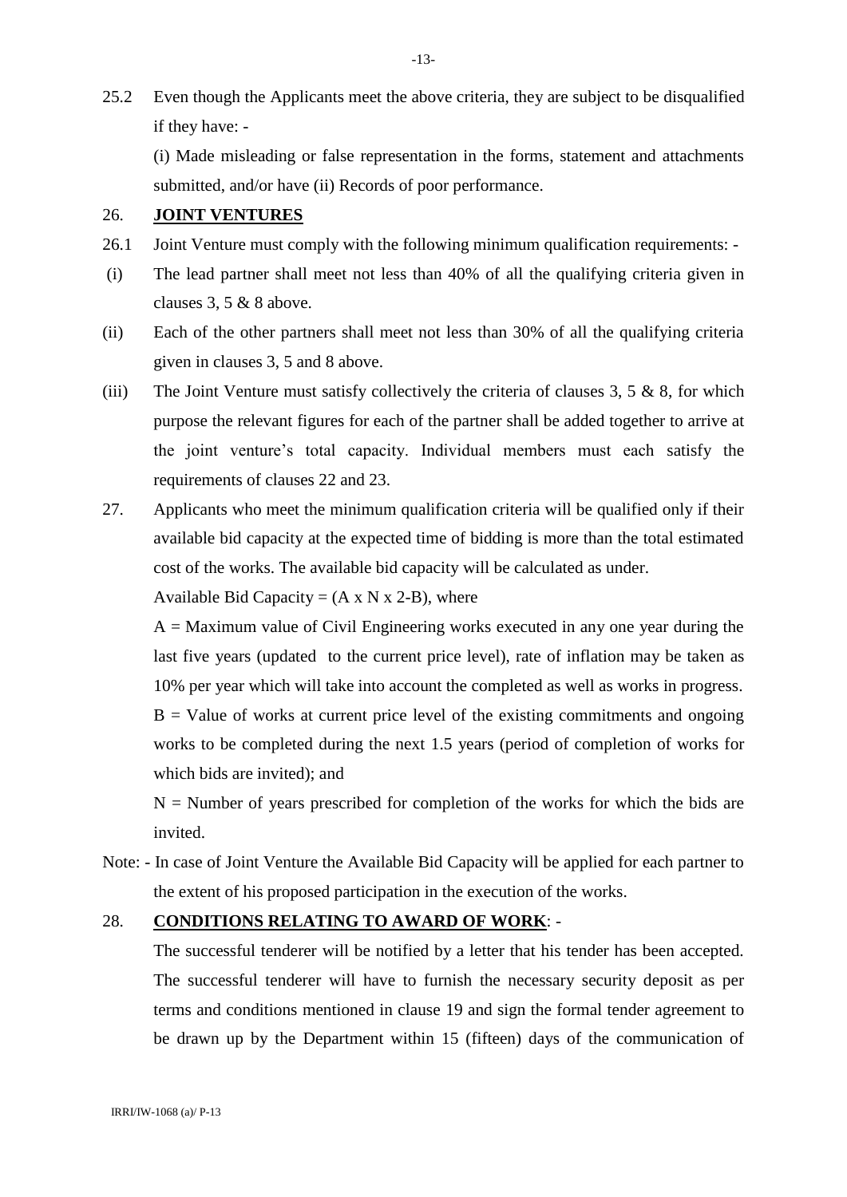25.2 Even though the Applicants meet the above criteria, they are subject to be disqualified if they have: -

(i) Made misleading or false representation in the forms, statement and attachments submitted, and/or have (ii) Records of poor performance.

26. **JOINT VENTURES**

26.1 Joint Venture must comply with the following minimum qualification requirements: -

(i) The lead partner shall meet not less than 40% of all the qualifying criteria given in clauses 3, 5 & 8 above.

(ii) Each of the other partners shall meet not less than 30% of all the qualifying criteria given in clauses 3, 5 and 8 above.

(iii) The Joint Venture must satisfy collectively the criteria of clauses 3, 5 & 8, for which purpose the relevant figures for each of the partner shall be added together to arrive at the joint venture's total capacity. Individual members must each satisfy the requirements of clauses 22 and 23.

27. Applicants who meet the minimum qualification criteria will be qualified only if their available bid capacity at the expected time of bidding is more than the total estimated cost of the works. The available bid capacity will be calculated as under.

Available Bid Capacity = (A x N x 2-B), where

A = Maximum value of Civil Engineering works executed in any one year during the last five years (updated to the current price level), rate of inflation may be taken as 10% per year which will take into account the completed as well as works in progress.

B = Value of works at current price level of the existing commitments and ongoing works to be completed during the next 1.5 years (period of completion of works for which bids are invited); and

N = Number of years prescribed for completion of the works for which the bids are invited.

Note: - In case of Joint Venture the Available Bid Capacity will be applied for each partner to the extent of his proposed participation in the execution of the works.

28. **CONDITIONS RELATING TO AWARD OF WORK**: -

The successful tenderer will be notified by a letter that his tender has been accepted. The successful tenderer will have to furnish the necessary security deposit as per terms and conditions mentioned in clause 19 and sign the formal tender agreement to be drawn up by the Department within 15 (fifteen) days of the communication of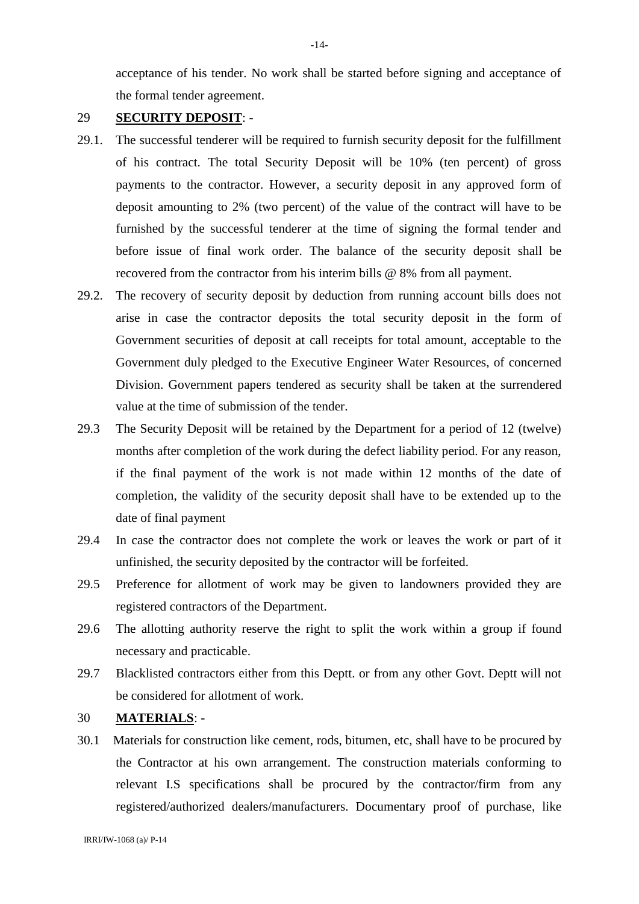acceptance of his tender. No work shall be started before signing and acceptance of the formal tender agreement.

29 **SECURITY DEPOSIT**: -

29.1. The successful tenderer will be required to furnish security deposit for the fulfillment of his contract. The total Security Deposit will be 10% (ten percent) of gross payments to the contractor. However, a security deposit in any approved form of deposit amounting to 2% (two percent) of the value of the contract will have to be furnished by the successful tenderer at the time of signing the formal tender and before issue of final work order. The balance of the security deposit shall be recovered from the contractor from his interim bills @ 8% from all payment.

29.2. The recovery of security deposit by deduction from running account bills does not arise in case the contractor deposits the total security deposit in the form of Government securities of deposit at call receipts for total amount, acceptable to the Government duly pledged to the Executive Engineer Water Resources, of concerned Division. Government papers tendered as security shall be taken at the surrendered value at the time of submission of the tender.

29.3 The Security Deposit will be retained by the Department for a period of 12 (twelve) months after completion of the work during the defect liability period. For any reason, if the final payment of the work is not made within 12 months of the date of completion, the validity of the security deposit shall have to be extended up to the date of final payment

29.4 In case the contractor does not complete the work or leaves the work or part of it unfinished, the security deposited by the contractor will be forfeited.

29.5 Preference for allotment of work may be given to landowners provided they are registered contractors of the Department.

29.6 The allotting authority reserve the right to split the work within a group if found necessary and practicable.

29.7 Blacklisted contractors either from this Deptt. or from any other Govt. Deptt will not be considered for allotment of work.

30 **MATERIALS**: -

30.1 Materials for construction like cement, rods, bitumen, etc, shall have to be procured by the Contractor at his own arrangement. The construction materials conforming to relevant I.S specifications shall be procured by the contractor/firm from any registered/authorized dealers/manufacturers. Documentary proof of purchase, like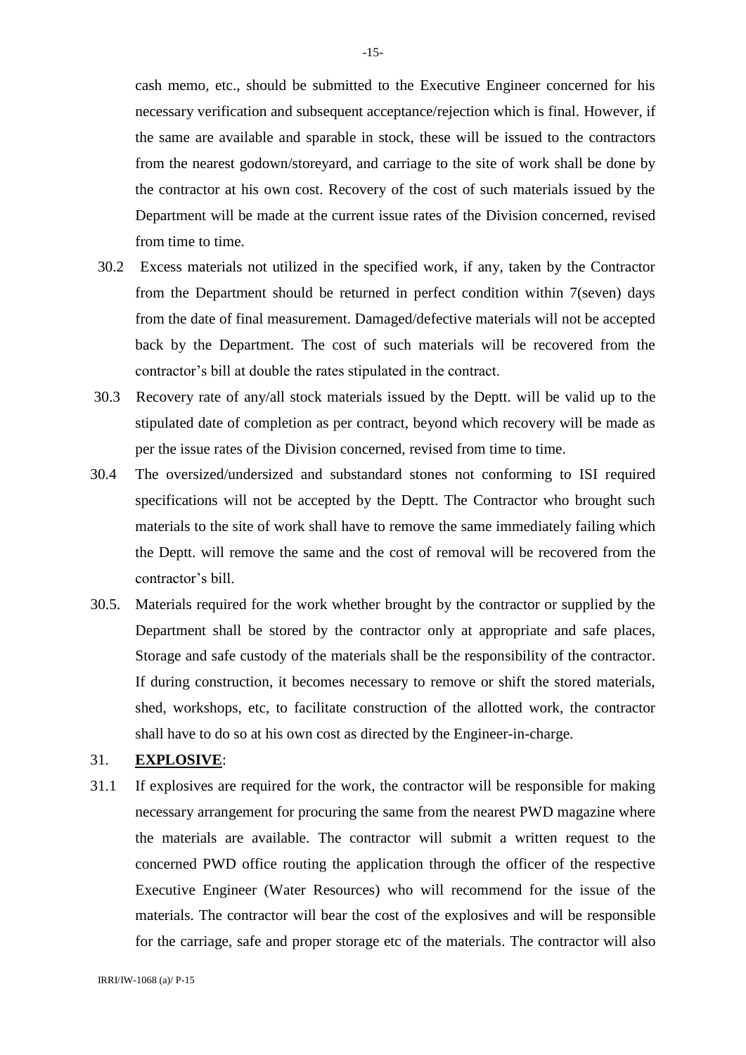cash memo, etc., should be submitted to the Executive Engineer concerned for his necessary verification and subsequent acceptance/rejection which is final. However, if the same are available and sparable in stock, these will be issued to the contractors from the nearest godown/storeyard, and carriage to the site of work shall be done by the contractor at his own cost. Recovery of the cost of such materials issued by the Department will be made at the current issue rates of the Division concerned, revised from time to time.

30.2 Excess materials not utilized in the specified work, if any, taken by the Contractor from the Department should be returned in perfect condition within 7(seven) days from the date of final measurement. Damaged/defective materials will not be accepted back by the Department. The cost of such materials will be recovered from the contractor's bill at double the rates stipulated in the contract.

30.3 Recovery rate of any/all stock materials issued by the Deptt. will be valid up to the stipulated date of completion as per contract, beyond which recovery will be made as per the issue rates of the Division concerned, revised from time to time.

30.4 The oversized/undersized and substandard stones not conforming to ISI required specifications will not be accepted by the Deptt. The Contractor who brought such materials to the site of work shall have to remove the same immediately failing which the Deptt. will remove the same and the cost of removal will be recovered from the contractor's bill.

30.5. Materials required for the work whether brought by the contractor or supplied by the Department shall be stored by the contractor only at appropriate and safe places, Storage and safe custody of the materials shall be the responsibility of the contractor. If during construction, it becomes necessary to remove or shift the stored materials, shed, workshops, etc, to facilitate construction of the allotted work, the contractor shall have to do so at his own cost as directed by the Engineer-in-charge.

31. **EXPLOSIVE**:

31.1 If explosives are required for the work, the contractor will be responsible for making necessary arrangement for procuring the same from the nearest PWD magazine where the materials are available. The contractor will submit a written request to the concerned PWD office routing the application through the officer of the respective Executive Engineer (Water Resources) who will recommend for the issue of the materials. The contractor will bear the cost of the explosives and will be responsible for the carriage, safe and proper storage etc of the materials. The contractor will also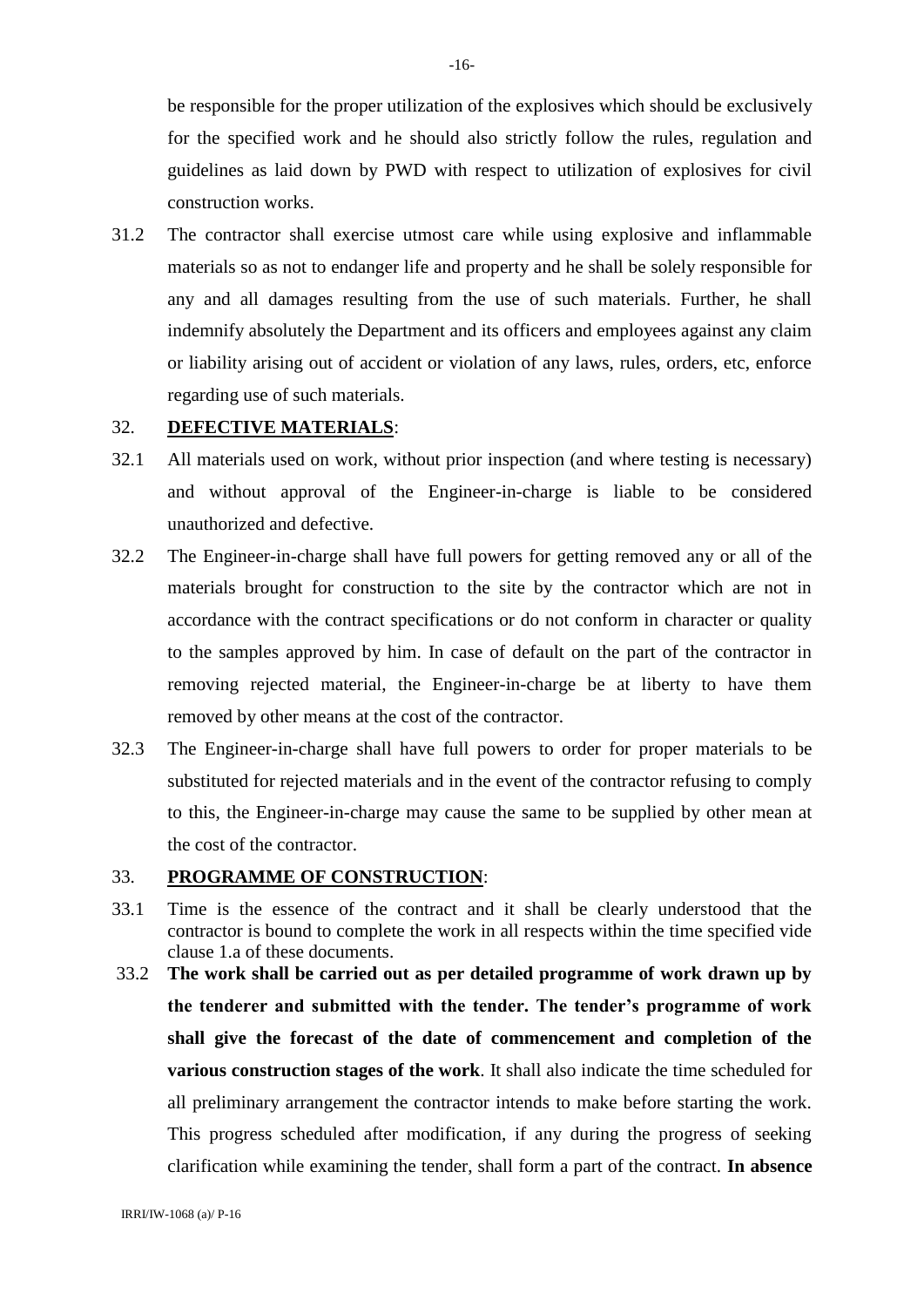be responsible for the proper utilization of the explosives which should be exclusively for the specified work and he should also strictly follow the rules, regulation and guidelines as laid down by PWD with respect to utilization of explosives for civil construction works.

31.2 The contractor shall exercise utmost care while using explosive and inflammable materials so as not to endanger life and property and he shall be solely responsible for any and all damages resulting from the use of such materials. Further, he shall indemnify absolutely the Department and its officers and employees against any claim or liability arising out of accident or violation of any laws, rules, orders, etc, enforce regarding use of such materials.

32. **DEFECTIVE MATERIALS**:

32.1 All materials used on work, without prior inspection (and where testing is necessary) and without approval of the Engineer-in-charge is liable to be considered unauthorized and defective.

32.2 The Engineer-in-charge shall have full powers for getting removed any or all of the materials brought for construction to the site by the contractor which are not in accordance with the contract specifications or do not conform in character or quality to the samples approved by him. In case of default on the part of the contractor in removing rejected material, the Engineer-in-charge be at liberty to have them removed by other means at the cost of the contractor.

32.3 The Engineer-in-charge shall have full powers to order for proper materials to be substituted for rejected materials and in the event of the contractor refusing to comply to this, the Engineer-in-charge may cause the same to be supplied by other mean at the cost of the contractor.

33. **PROGRAMME OF CONSTRUCTION**:

33.1 Time is the essence of the contract and it shall be clearly understood that the contractor is bound to complete the work in all respects within the time specified vide clause 1.a of these documents.

33.2 **The work shall be carried out as per detailed programme of work drawn up by the tenderer and submitted with the tender. The tender's programme of work shall give the forecast of the date of commencement and completion of the various construction stages of the work**. It shall also indicate the time scheduled for all preliminary arrangement the contractor intends to make before starting the work. This progress scheduled after modification, if any during the progress of seeking clarification while examining the tender, shall form a part of the contract. **In absence**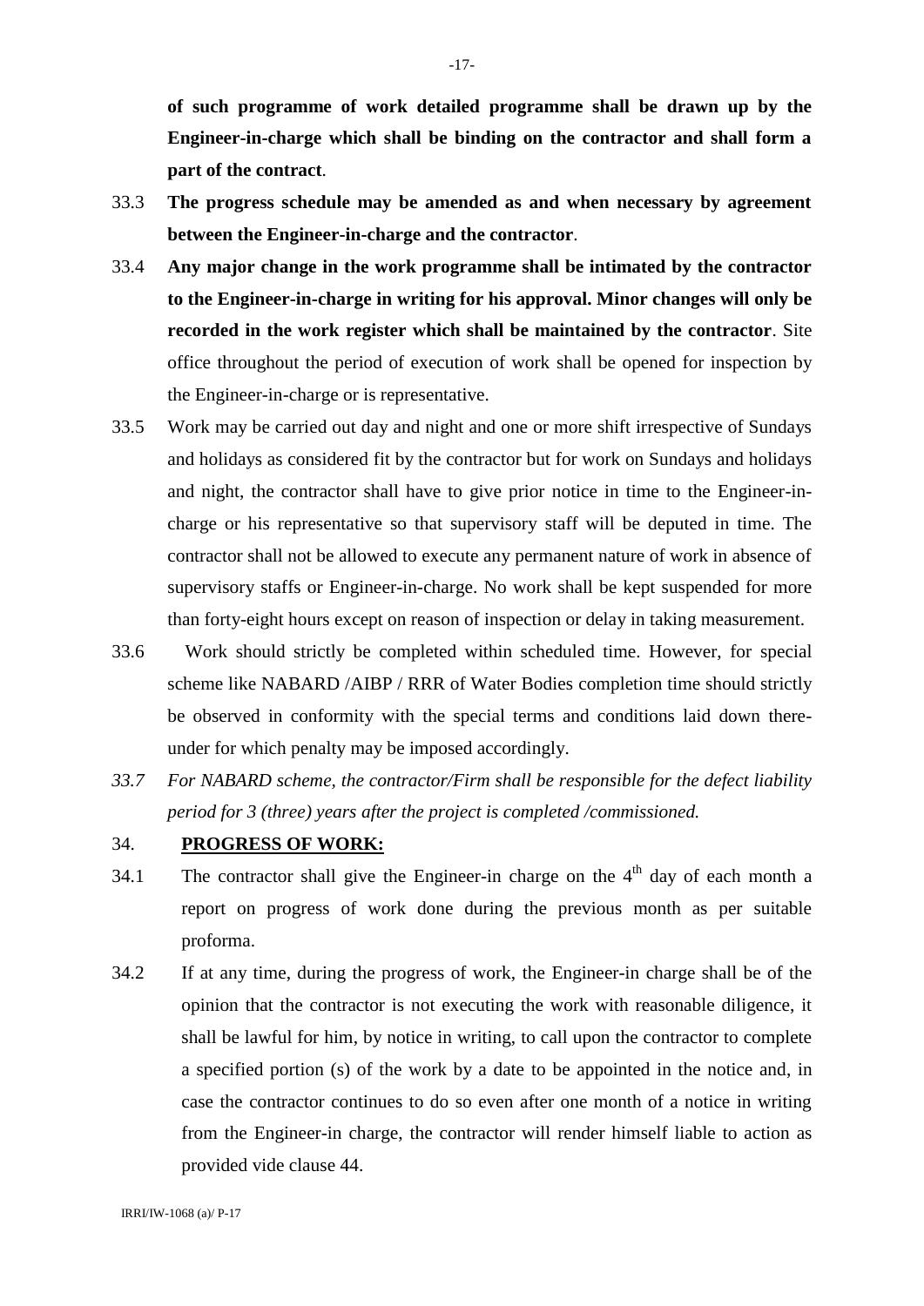**of such programme of work detailed programme shall be drawn up by the Engineer-in-charge which shall be binding on the contractor and shall form a part of the contract**.

33.3 **The progress schedule may be amended as and when necessary by agreement between the Engineer-in-charge and the contractor**.

33.4 **Any major change in the work programme shall be intimated by the contractor to the Engineer-in-charge in writing for his approval. Minor changes will only be recorded in the work register which shall be maintained by the contractor**. Site office throughout the period of execution of work shall be opened for inspection by the Engineer-in-charge or is representative.

33.5 Work may be carried out day and night and one or more shift irrespective of Sundays and holidays as considered fit by the contractor but for work on Sundays and holidays and night, the contractor shall have to give prior notice in time to the Engineer-in-charge or his representative so that supervisory staff will be deputed in time. The contractor shall not be allowed to execute any permanent nature of work in absence of supervisory staffs or Engineer-in-charge. No work shall be kept suspended for more than forty-eight hours except on reason of inspection or delay in taking measurement.

33.6 Work should strictly be completed within scheduled time. However, for special scheme like NABARD /AIBP / RRR of Water Bodies completion time should strictly be observed in conformity with the special terms and conditions laid down there-under for which penalty may be imposed accordingly.

*33.7 For NABARD scheme, the contractor/Firm shall be responsible for the defect liability period for 3 (three) years after the project is completed /commissioned.*

34. **PROGRESS OF WORK:**

34.1 The contractor shall give the Engineer-in charge on the 4th day of each month a report on progress of work done during the previous month as per suitable proforma.

34.2 If at any time, during the progress of work, the Engineer-in charge shall be of the opinion that the contractor is not executing the work with reasonable diligence, it shall be lawful for him, by notice in writing, to call upon the contractor to complete a specified portion (s) of the work by a date to be appointed in the notice and, in case the contractor continues to do so even after one month of a notice in writing from the Engineer-in charge, the contractor will render himself liable to action as provided vide clause 44.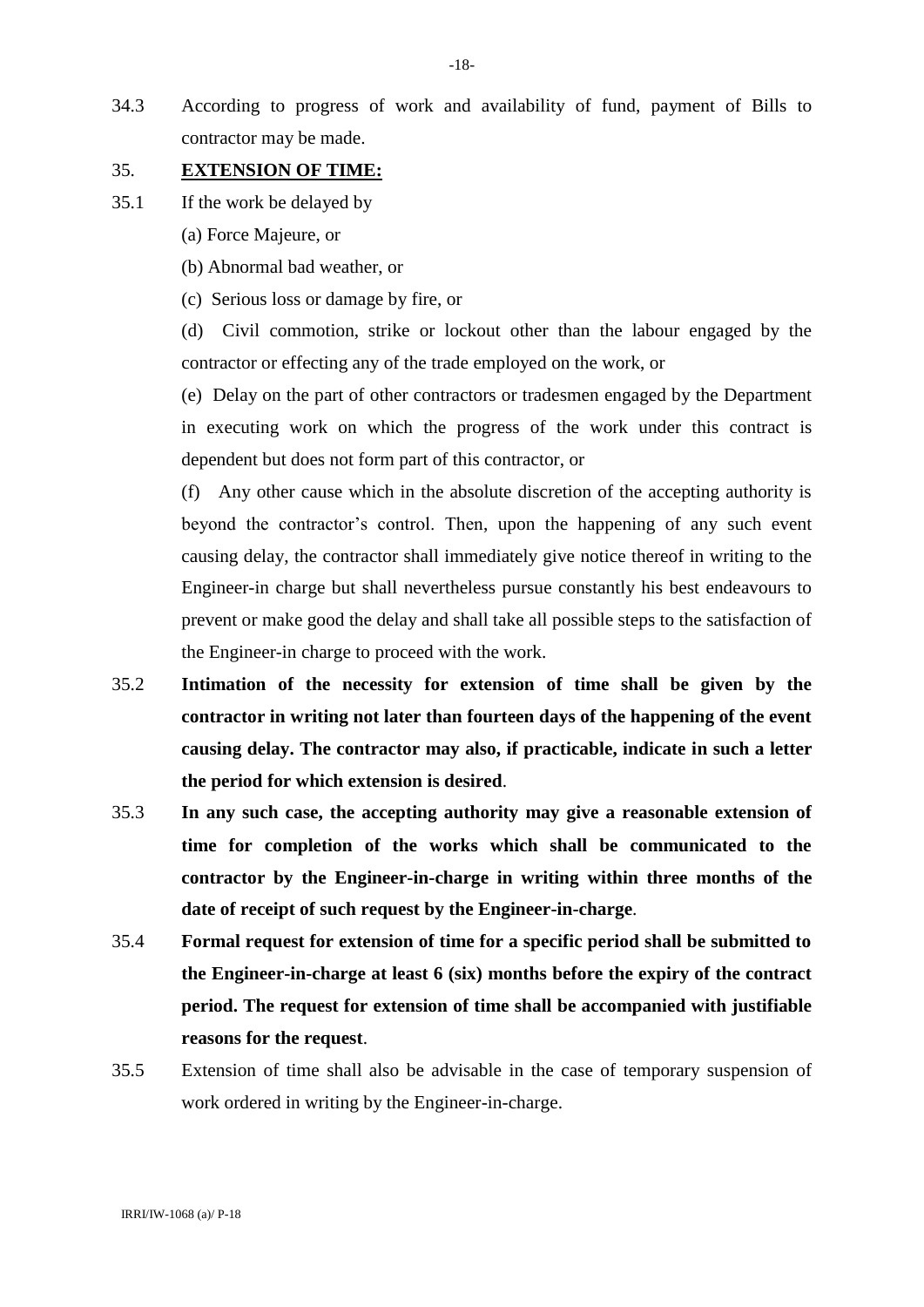34.3 According to progress of work and availability of fund, payment of Bills to contractor may be made.

35. **EXTENSION OF TIME:**

35.1 If the work be delayed by

(a) Force Majeure, or

(b) Abnormal bad weather, or

(c) Serious loss or damage by fire, or

(d) Civil commotion, strike or lockout other than the labour engaged by the contractor or effecting any of the trade employed on the work, or

(e) Delay on the part of other contractors or tradesmen engaged by the Department in executing work on which the progress of the work under this contract is dependent but does not form part of this contractor, or

(f) Any other cause which in the absolute discretion of the accepting authority is beyond the contractor's control. Then, upon the happening of any such event causing delay, the contractor shall immediately give notice thereof in writing to the Engineer-in charge but shall nevertheless pursue constantly his best endeavours to prevent or make good the delay and shall take all possible steps to the satisfaction of the Engineer-in charge to proceed with the work.

35.2 **Intimation of the necessity for extension of time shall be given by the contractor in writing not later than fourteen days of the happening of the event causing delay. The contractor may also, if practicable, indicate in such a letter the period for which extension is desired**.

35.3 **In any such case, the accepting authority may give a reasonable extension of time for completion of the works which shall be communicated to the contractor by the Engineer-in-charge in writing within three months of the date of receipt of such request by the Engineer-in-charge**.

35.4 **Formal request for extension of time for a specific period shall be submitted to the Engineer-in-charge at least 6 (six) months before the expiry of the contract period. The request for extension of time shall be accompanied with justifiable reasons for the request**.

35.5 Extension of time shall also be advisable in the case of temporary suspension of work ordered in writing by the Engineer-in-charge.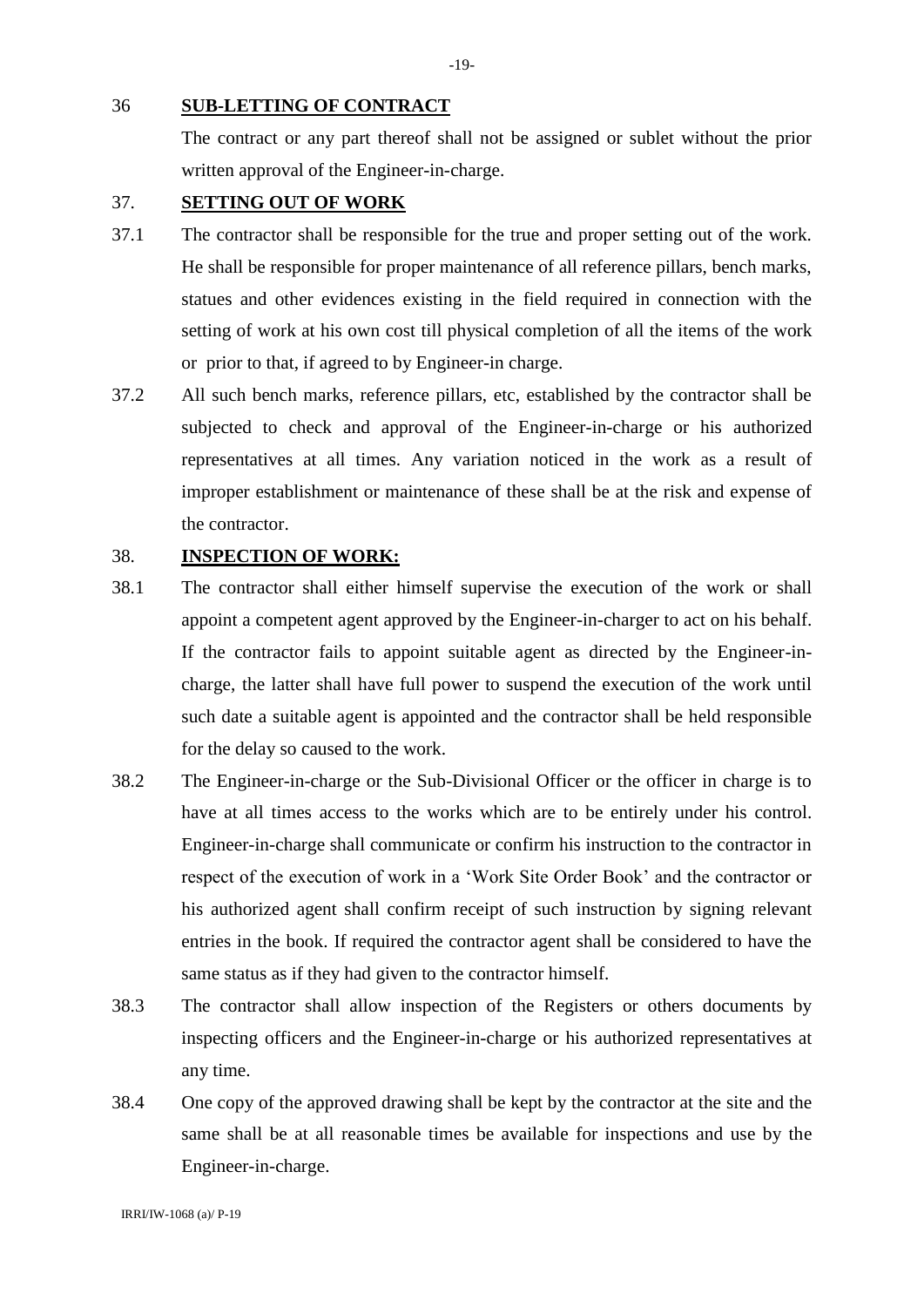## 36 **SUB-LETTING OF CONTRACT**

The contract or any part thereof shall not be assigned or sublet without the prior written approval of the Engineer-in-charge.

## 37. **SETTING OUT OF WORK**

37.1 The contractor shall be responsible for the true and proper setting out of the work. He shall be responsible for proper maintenance of all reference pillars, bench marks, statues and other evidences existing in the field required in connection with the setting of work at his own cost till physical completion of all the items of the work or prior to that, if agreed to by Engineer-in charge.

37.2 All such bench marks, reference pillars, etc, established by the contractor shall be subjected to check and approval of the Engineer-in-charge or his authorized representatives at all times. Any variation noticed in the work as a result of improper establishment or maintenance of these shall be at the risk and expense of the contractor.

## 38. **INSPECTION OF WORK:**

38.1 The contractor shall either himself supervise the execution of the work or shall appoint a competent agent approved by the Engineer-in-charger to act on his behalf. If the contractor fails to appoint suitable agent as directed by the Engineer-in-charge, the latter shall have full power to suspend the execution of the work until such date a suitable agent is appointed and the contractor shall be held responsible for the delay so caused to the work.

38.2 The Engineer-in-charge or the Sub-Divisional Officer or the officer in charge is to have at all times access to the works which are to be entirely under his control. Engineer-in-charge shall communicate or confirm his instruction to the contractor in respect of the execution of work in a 'Work Site Order Book' and the contractor or his authorized agent shall confirm receipt of such instruction by signing relevant entries in the book. If required the contractor agent shall be considered to have the same status as if they had given to the contractor himself.

38.3 The contractor shall allow inspection of the Registers or others documents by inspecting officers and the Engineer-in-charge or his authorized representatives at any time.

38.4 One copy of the approved drawing shall be kept by the contractor at the site and the same shall be at all reasonable times be available for inspections and use by the Engineer-in-charge.

IRRI/IW-1068 (a)/ P-19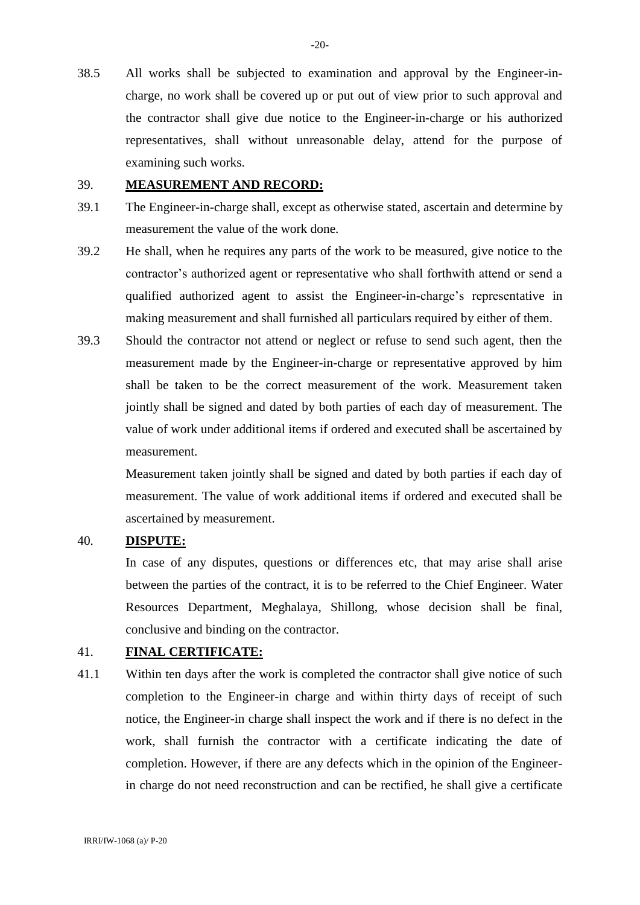38.5 All works shall be subjected to examination and approval by the Engineer-in-charge, no work shall be covered up or put out of view prior to such approval and the contractor shall give due notice to the Engineer-in-charge or his authorized representatives, shall without unreasonable delay, attend for the purpose of examining such works.

39. **MEASUREMENT AND RECORD:**

39.1 The Engineer-in-charge shall, except as otherwise stated, ascertain and determine by measurement the value of the work done.

39.2 He shall, when he requires any parts of the work to be measured, give notice to the contractor's authorized agent or representative who shall forthwith attend or send a qualified authorized agent to assist the Engineer-in-charge's representative in making measurement and shall furnished all particulars required by either of them.

39.3 Should the contractor not attend or neglect or refuse to send such agent, then the measurement made by the Engineer-in-charge or representative approved by him shall be taken to be the correct measurement of the work. Measurement taken jointly shall be signed and dated by both parties of each day of measurement. The value of work under additional items if ordered and executed shall be ascertained by measurement.

Measurement taken jointly shall be signed and dated by both parties if each day of measurement. The value of work additional items if ordered and executed shall be ascertained by measurement.

40. **DISPUTE:**

In case of any disputes, questions or differences etc, that may arise shall arise between the parties of the contract, it is to be referred to the Chief Engineer. Water Resources Department, Meghalaya, Shillong, whose decision shall be final, conclusive and binding on the contractor.

41. **FINAL CERTIFICATE:**

41.1 Within ten days after the work is completed the contractor shall give notice of such completion to the Engineer-in charge and within thirty days of receipt of such notice, the Engineer-in charge shall inspect the work and if there is no defect in the work, shall furnish the contractor with a certificate indicating the date of completion. However, if there are any defects which in the opinion of the Engineer-in charge do not need reconstruction and can be rectified, he shall give a certificate

IRRI/IW-1068 (a)/ P-20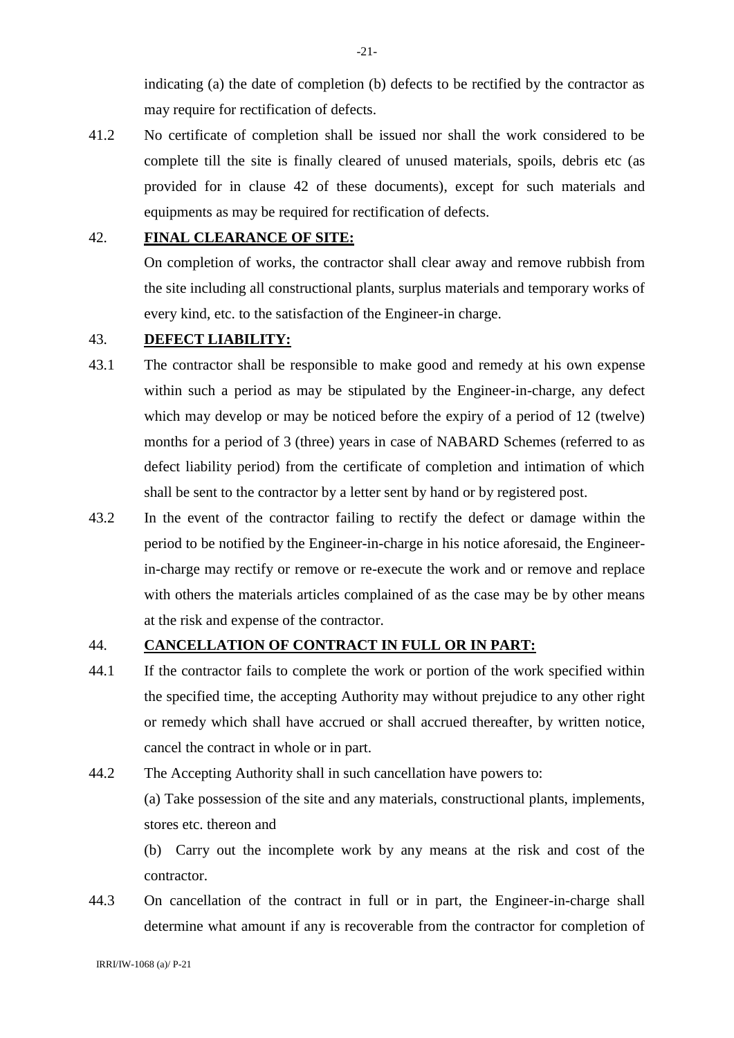indicating (a) the date of completion (b) defects to be rectified by the contractor as may require for rectification of defects.

41.2 No certificate of completion shall be issued nor shall the work considered to be complete till the site is finally cleared of unused materials, spoils, debris etc (as provided for in clause 42 of these documents), except for such materials and equipments as may be required for rectification of defects.

42. **FINAL CLEARANCE OF SITE:**

On completion of works, the contractor shall clear away and remove rubbish from the site including all constructional plants, surplus materials and temporary works of every kind, etc. to the satisfaction of the Engineer-in charge.

43. **DEFECT LIABILITY:**

43.1 The contractor shall be responsible to make good and remedy at his own expense within such a period as may be stipulated by the Engineer-in-charge, any defect which may develop or may be noticed before the expiry of a period of 12 (twelve) months for a period of 3 (three) years in case of NABARD Schemes (referred to as defect liability period) from the certificate of completion and intimation of which shall be sent to the contractor by a letter sent by hand or by registered post.

43.2 In the event of the contractor failing to rectify the defect or damage within the period to be notified by the Engineer-in-charge in his notice aforesaid, the Engineer-in-charge may rectify or remove or re-execute the work and or remove and replace with others the materials articles complained of as the case may be by other means at the risk and expense of the contractor.

44. **CANCELLATION OF CONTRACT IN FULL OR IN PART:**

44.1 If the contractor fails to complete the work or portion of the work specified within the specified time, the accepting Authority may without prejudice to any other right or remedy which shall have accrued or shall accrued thereafter, by written notice, cancel the contract in whole or in part.

44.2 The Accepting Authority shall in such cancellation have powers to:

(a) Take possession of the site and any materials, constructional plants, implements, stores etc. thereon and

(b) Carry out the incomplete work by any means at the risk and cost of the contractor.

44.3 On cancellation of the contract in full or in part, the Engineer-in-charge shall determine what amount if any is recoverable from the contractor for completion of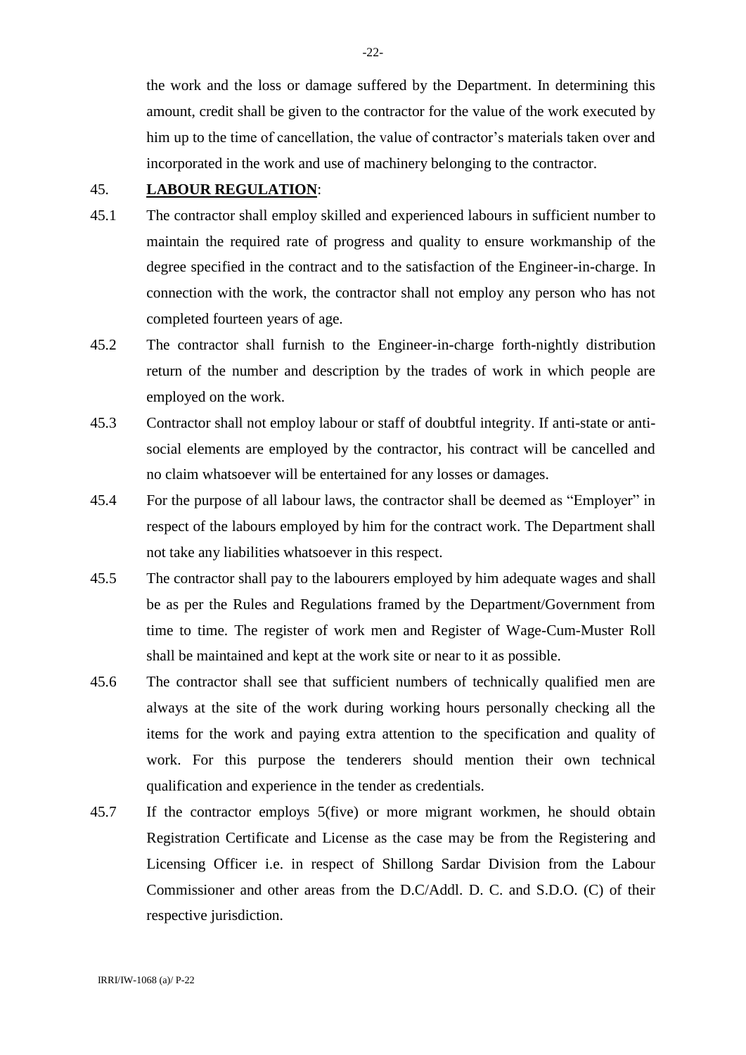the work and the loss or damage suffered by the Department. In determining this amount, credit shall be given to the contractor for the value of the work executed by him up to the time of cancellation, the value of contractor's materials taken over and incorporated in the work and use of machinery belonging to the contractor.

45. **LABOUR REGULATION**:

45.1 The contractor shall employ skilled and experienced labours in sufficient number to maintain the required rate of progress and quality to ensure workmanship of the degree specified in the contract and to the satisfaction of the Engineer-in-charge. In connection with the work, the contractor shall not employ any person who has not completed fourteen years of age.

45.2 The contractor shall furnish to the Engineer-in-charge forth-nightly distribution return of the number and description by the trades of work in which people are employed on the work.

45.3 Contractor shall not employ labour or staff of doubtful integrity. If anti-state or anti-social elements are employed by the contractor, his contract will be cancelled and no claim whatsoever will be entertained for any losses or damages.

45.4 For the purpose of all labour laws, the contractor shall be deemed as "Employer" in respect of the labours employed by him for the contract work. The Department shall not take any liabilities whatsoever in this respect.

45.5 The contractor shall pay to the labourers employed by him adequate wages and shall be as per the Rules and Regulations framed by the Department/Government from time to time. The register of work men and Register of Wage-Cum-Muster Roll shall be maintained and kept at the work site or near to it as possible.

45.6 The contractor shall see that sufficient numbers of technically qualified men are always at the site of the work during working hours personally checking all the items for the work and paying extra attention to the specification and quality of work. For this purpose the tenderers should mention their own technical qualification and experience in the tender as credentials.

45.7 If the contractor employs 5(five) or more migrant workmen, he should obtain Registration Certificate and License as the case may be from the Registering and Licensing Officer i.e. in respect of Shillong Sardar Division from the Labour Commissioner and other areas from the D.C/Addl. D. C. and S.D.O. (C) of their respective jurisdiction.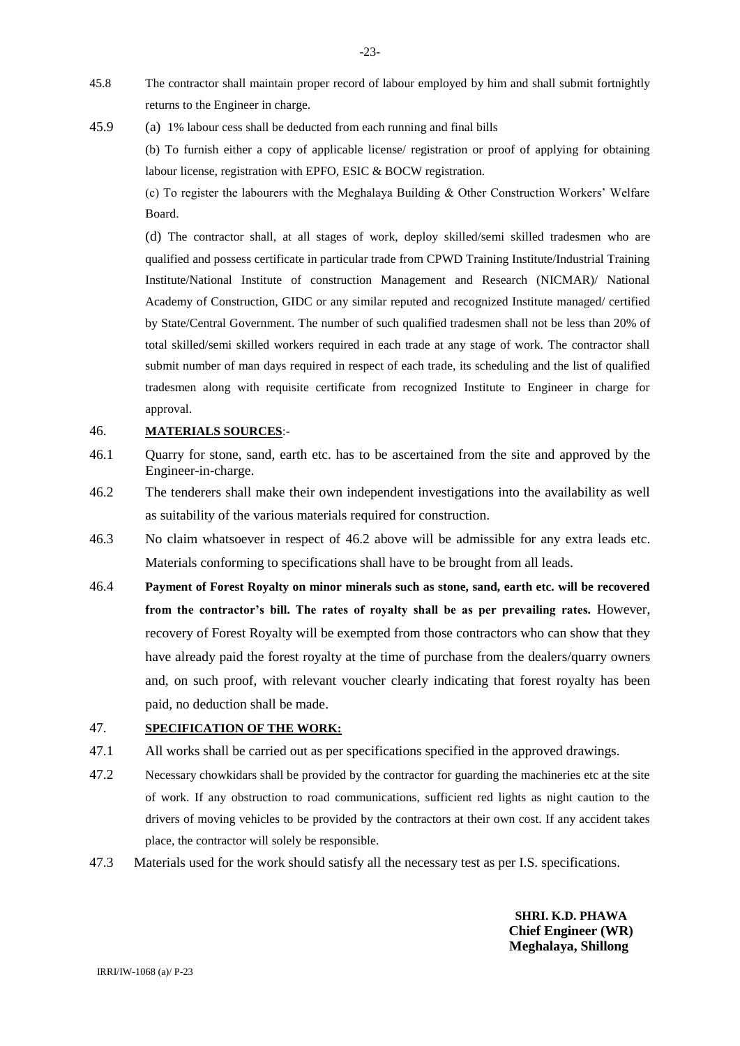45.8 The contractor shall maintain proper record of labour employed by him and shall submit fortnightly returns to the Engineer in charge.

45.9 (a) 1% labour cess shall be deducted from each running and final bills

(b) To furnish either a copy of applicable license/ registration or proof of applying for obtaining labour license, registration with EPFO, ESIC & BOCW registration.

(c) To register the labourers with the Meghalaya Building & Other Construction Workers' Welfare Board.

(d) The contractor shall, at all stages of work, deploy skilled/semi skilled tradesmen who are qualified and possess certificate in particular trade from CPWD Training Institute/Industrial Training Institute/National Institute of construction Management and Research (NICMAR)/ National Academy of Construction, GIDC or any similar reputed and recognized Institute managed/ certified by State/Central Government. The number of such qualified tradesmen shall not be less than 20% of total skilled/semi skilled workers required in each trade at any stage of work. The contractor shall submit number of man days required in respect of each trade, its scheduling and the list of qualified tradesmen along with requisite certificate from recognized Institute to Engineer in charge for approval.

46. **MATERIALS SOURCES**:-

46.1 Quarry for stone, sand, earth etc. has to be ascertained from the site and approved by the Engineer-in-charge.

46.2 The tenderers shall make their own independent investigations into the availability as well as suitability of the various materials required for construction.

46.3 No claim whatsoever in respect of 46.2 above will be admissible for any extra leads etc. Materials conforming to specifications shall have to be brought from all leads.

46.4 **Payment of Forest Royalty on minor minerals such as stone, sand, earth etc. will be recovered from the contractor's bill. The rates of royalty shall be as per prevailing rates.** However, recovery of Forest Royalty will be exempted from those contractors who can show that they have already paid the forest royalty at the time of purchase from the dealers/quarry owners and, on such proof, with relevant voucher clearly indicating that forest royalty has been paid, no deduction shall be made.

47. **SPECIFICATION OF THE WORK:**

47.1 All works shall be carried out as per specifications specified in the approved drawings.

47.2 Necessary chowkidars shall be provided by the contractor for guarding the machineries etc at the site of work. If any obstruction to road communications, sufficient red lights as night caution to the drivers of moving vehicles to be provided by the contractors at their own cost. If any accident takes place, the contractor will solely be responsible.

47.3 Materials used for the work should satisfy all the necessary test as per I.S. specifications.

**SHRI. K.D. PHAWA**
**Chief Engineer (WR)**
**Meghalaya, Shillong**

IRRI/IW-1068 (a)/ P-23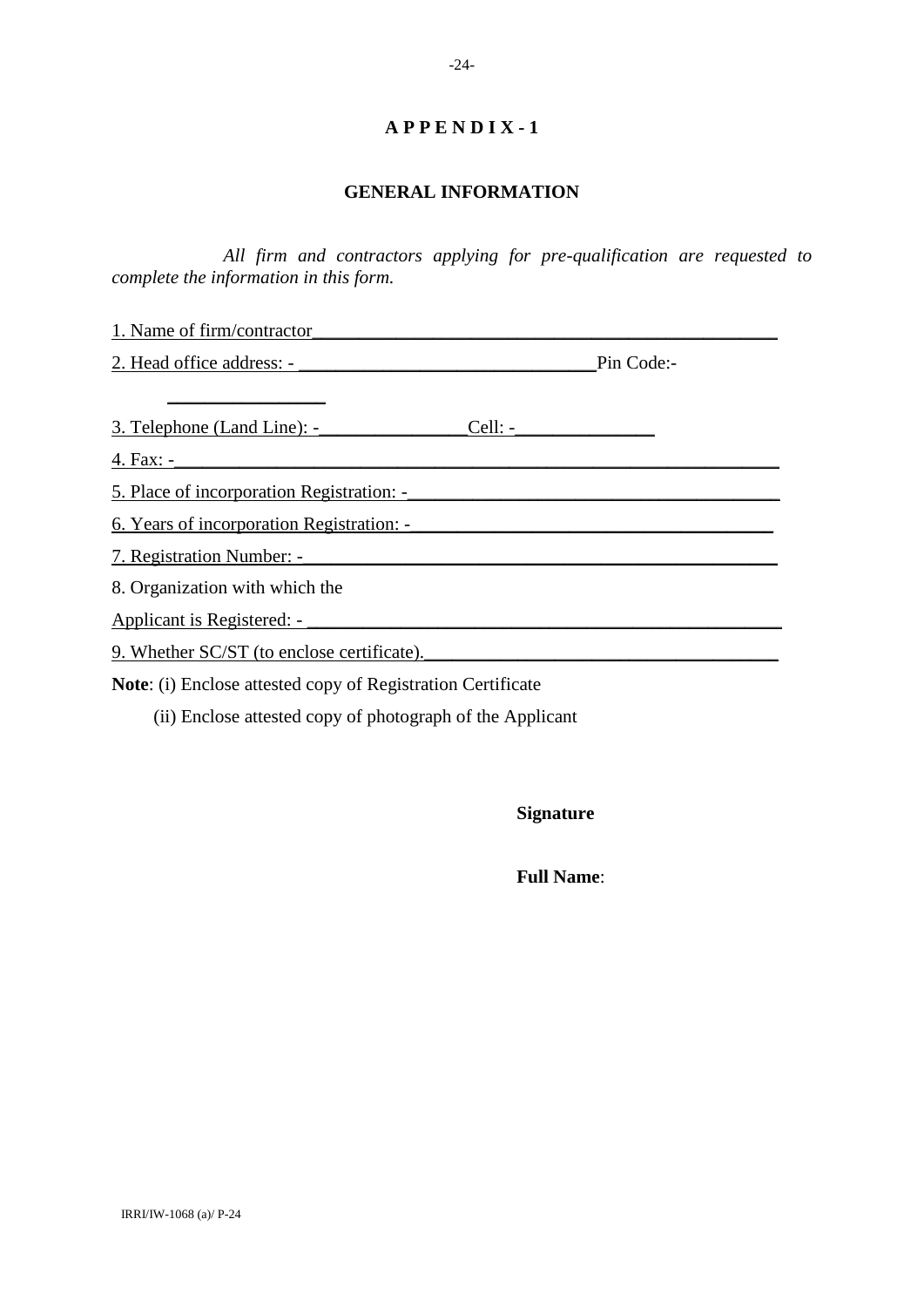# A P P E N D I X - 1

## GENERAL INFORMATION

*All firm and contractors applying for pre-qualification are requested to complete the information in this form.*

1. Name of firm/contractor___________________________________________________

2. Head office address: - ______________________________Pin Code:- ________________

3. Telephone (Land Line): -_______________Cell: -______________

4. Fax: -______________________________________________________________

5. Place of incorporation Registration: -_____________________________________

6. Years of incorporation Registration: -____________________________________

7. Registration Number: -_______________________________________________

8. Organization with which the Applicant is Registered: - ______________________________________________

9. Whether SC/ST (to enclose certificate).___________________________________

**Note**: (i) Enclose attested copy of Registration Certificate

(ii) Enclose attested copy of photograph of the Applicant

**Signature**

**Full Name**:

IRRI/IW-1068 (a)/ P-24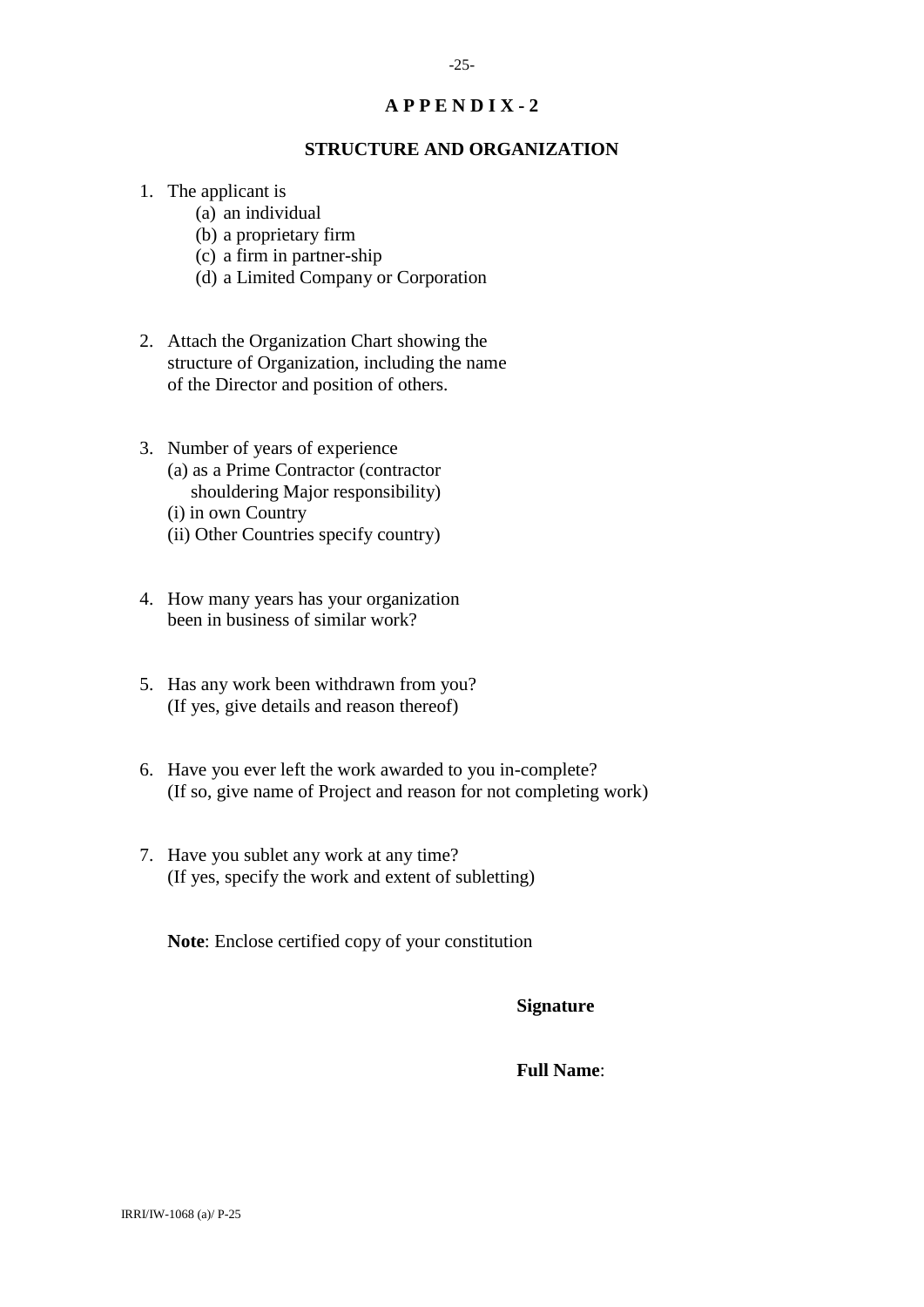# A P P E N D I X - 2

## STRUCTURE AND ORGANIZATION

1. The applicant is
   - (a) an individual
   - (b) a proprietary firm
   - (c) a firm in partner-ship
   - (d) a Limited Company or Corporation

2. Attach the Organization Chart showing the structure of Organization, including the name of the Director and position of others.

3. Number of years of experience
   (a) as a Prime Contractor (contractor shouldering Major responsibility)
   (i) in own Country
   (ii) Other Countries specify country)

4. How many years has your organization been in business of similar work?

5. Has any work been withdrawn from you?
   (If yes, give details and reason thereof)

6. Have you ever left the work awarded to you in-complete?
   (If so, give name of Project and reason for not completing work)

7. Have you sublet any work at any time?
   (If yes, specify the work and extent of subletting)

**Note**: Enclose certified copy of your constitution

**Signature**

**Full Name**: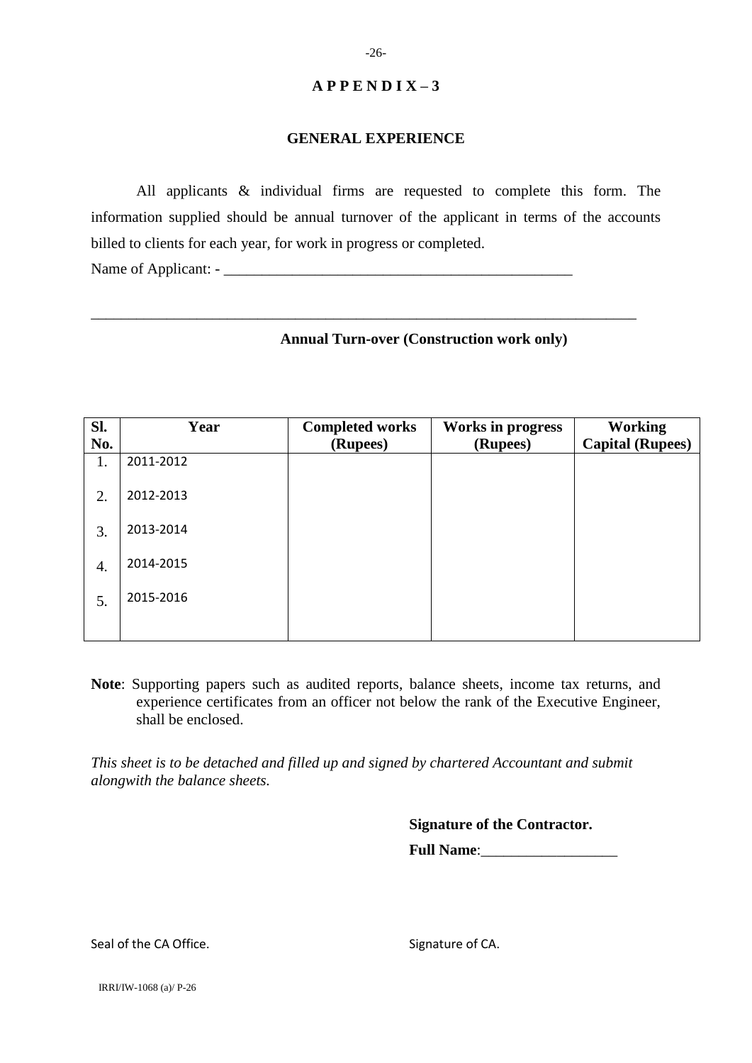# APPENDIX – 3

## GENERAL EXPERIENCE

All applicants & individual firms are requested to complete this form. The information supplied should be annual turnover of the applicant in terms of the accounts billed to clients for each year, for work in progress or completed.

Name of Applicant: - _______________________________________________

___________________________________________________________________________

**Annual Turn-over (Construction work only)**

| Sl. No. | Year | Completed works (Rupees) | Works in progress (Rupees) | Working Capital (Rupees) |
|---|---|---|---|---|
| 1. | 2011-2012 | | | |
| 2. | 2012-2013 | | | |
| 3. | 2013-2014 | | | |
| 4. | 2014-2015 | | | |
| 5. | 2015-2016 | | | |

**Note**: Supporting papers such as audited reports, balance sheets, income tax returns, and experience certificates from an officer not below the rank of the Executive Engineer, shall be enclosed.

*This sheet is to be detached and filled up and signed by chartered Accountant and submit alongwith the balance sheets.*

**Signature of the Contractor.**

**Full Name**:__________________

Seal of the CA Office.

Signature of CA.

IRRI/IW-1068 (a)/ P-26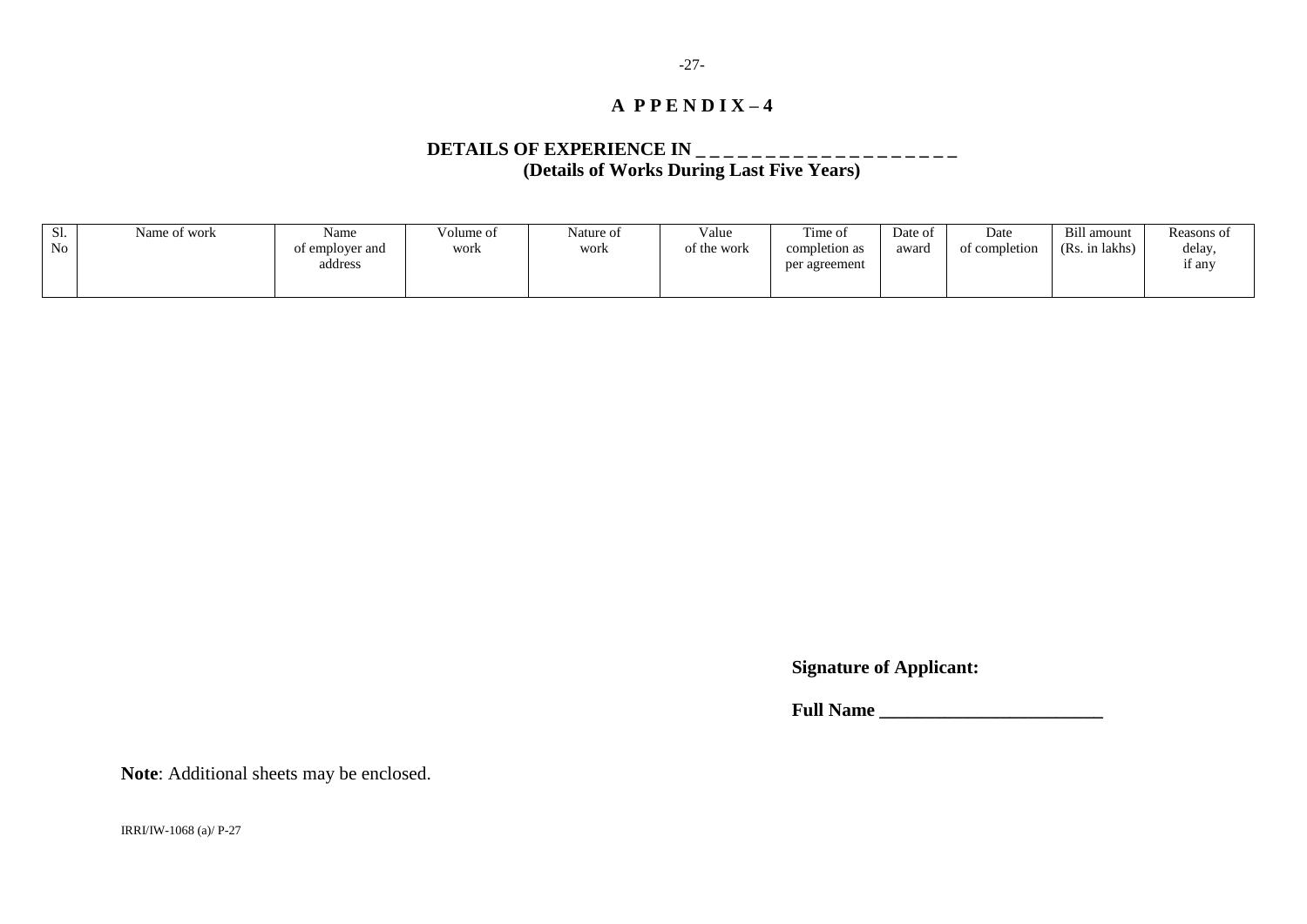# A P P E N D I X – 4

## DETAILS OF EXPERIENCE IN _ _ _ _ _ _ _ _ _ _ _ _ _ _ _ _ _ _ _ _
### (Details of Works During Last Five Years)

| Sl. No | Name of work | Name of employer and address | Volume of work | Nature of work | Value of the work | Time of completion as per agreement | Date of award | Date of completion | Bill amount (Rs. in lakhs) | Reasons of delay, if any |
|---|---|---|---|---|---|---|---|---|---|---|
| | | | | | | | | | | |

**Signature of Applicant:**

**Full Name ________________________**

**Note**: Additional sheets may be enclosed.

IRRI/IW-1068 (a)/ P-27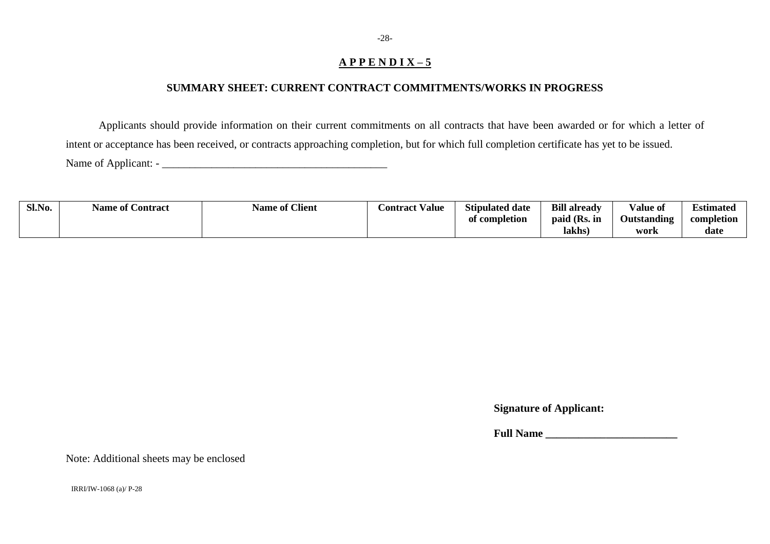# A P P E N D I X – 5

## SUMMARY SHEET: CURRENT CONTRACT COMMITMENTS/WORKS IN PROGRESS

Applicants should provide information on their current commitments on all contracts that have been awarded or for which a letter of intent or acceptance has been received, or contracts approaching completion, but for which full completion certificate has yet to be issued.

Name of Applicant: - ___________________________________________

| Sl.No. | Name of Contract | Name of Client | Contract Value | Stipulated date of completion | Bill already paid (Rs. in lakhs) | Value of Outstanding work | Estimated completion date |
|---|---|---|---|---|---|---|---|

**Signature of Applicant:**

**Full Name _________________________**

Note: Additional sheets may be enclosed

IRRI/IW-1068 (a)/ P-28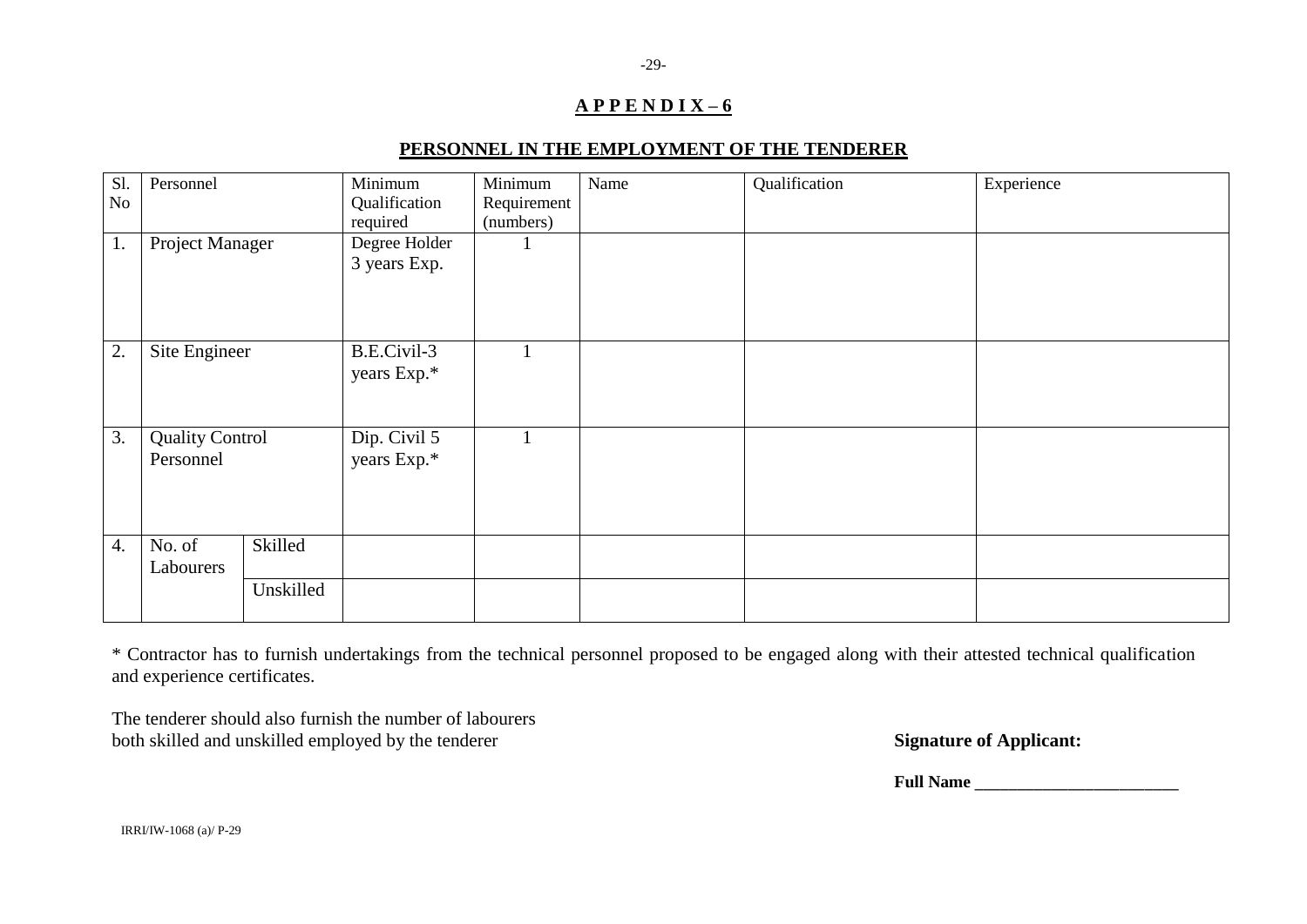## A P P E N D I X – 6

### PERSONNEL IN THE EMPLOYMENT OF THE TENDERER

| Sl. No | Personnel | | Minimum Qualification required | Minimum Requirement (numbers) | Name | Qualification | Experience |
|---|---|---|---|---|---|---|---|
| 1. | Project Manager | | Degree Holder 3 years Exp. | 1 | | | |
| 2. | Site Engineer | | B.E.Civil-3 years Exp.* | 1 | | | |
| 3. | Quality Control Personnel | | Dip. Civil 5 years Exp.* | 1 | | | |
| 4. | No. of Labourers | Skilled | | | | | |
| | | Unskilled | | | | | |

* Contractor has to furnish undertakings from the technical personnel proposed to be engaged along with their attested technical qualification and experience certificates.

The tenderer should also furnish the number of labourers both skilled and unskilled employed by the tenderer

**Signature of Applicant:**

**Full Name** ________________________

IRRI/IW-1068 (a)/ P-29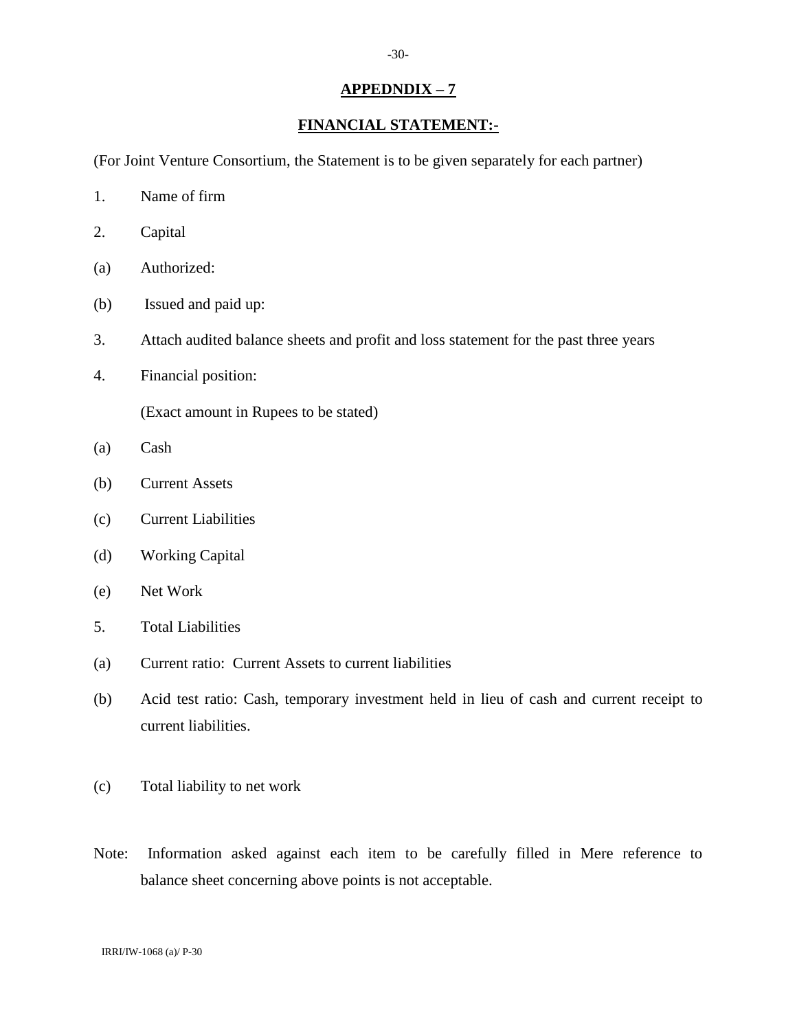## APPEDNDIX – 7

## FINANCIAL STATEMENT:-

(For Joint Venture Consortium, the Statement is to be given separately for each partner)

1. Name of firm

2. Capital

(a) Authorized:

(b) Issued and paid up:

3. Attach audited balance sheets and profit and loss statement for the past three years

4. Financial position:

   (Exact amount in Rupees to be stated)

(a) Cash

(b) Current Assets

(c) Current Liabilities

(d) Working Capital

(e) Net Work

5. Total Liabilities

(a) Current ratio: Current Assets to current liabilities

(b) Acid test ratio: Cash, temporary investment held in lieu of cash and current receipt to current liabilities.

(c) Total liability to net work

Note: Information asked against each item to be carefully filled in Mere reference to balance sheet concerning above points is not acceptable.

IRRI/IW-1068 (a)/ P-30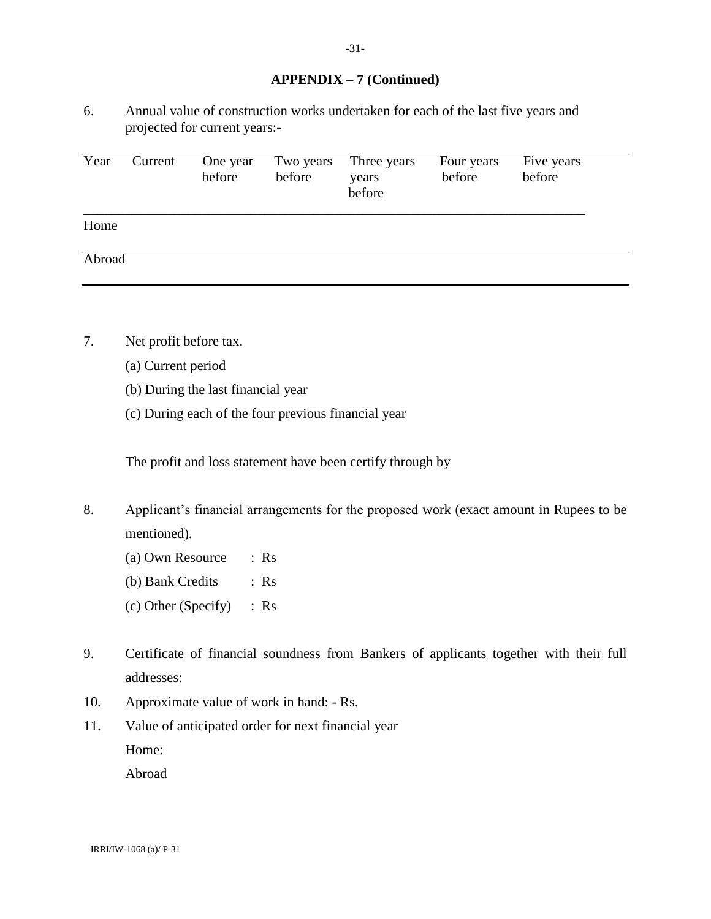## APPENDIX – 7 (Continued)

6. Annual value of construction works undertaken for each of the last five years and projected for current years:-

| Year | Current | One year before | Two years before | Three years years before | Four years before | Five years before |
|---|---|---|---|---|---|---|
| Home | | | | | | |
| Abroad | | | | | | |

7. Net profit before tax.

   (a) Current period

   (b) During the last financial year

   (c) During each of the four previous financial year

   The profit and loss statement have been certify through by

8. Applicant's financial arrangements for the proposed work (exact amount in Rupees to be mentioned).

   (a) Own Resource : Rs

   (b) Bank Credits : Rs

   (c) Other (Specify) : Rs

9. Certificate of financial soundness from <u>Bankers of applicants</u> together with their full addresses:

10. Approximate value of work in hand: - Rs.

11. Value of anticipated order for next financial year

    Home:

    Abroad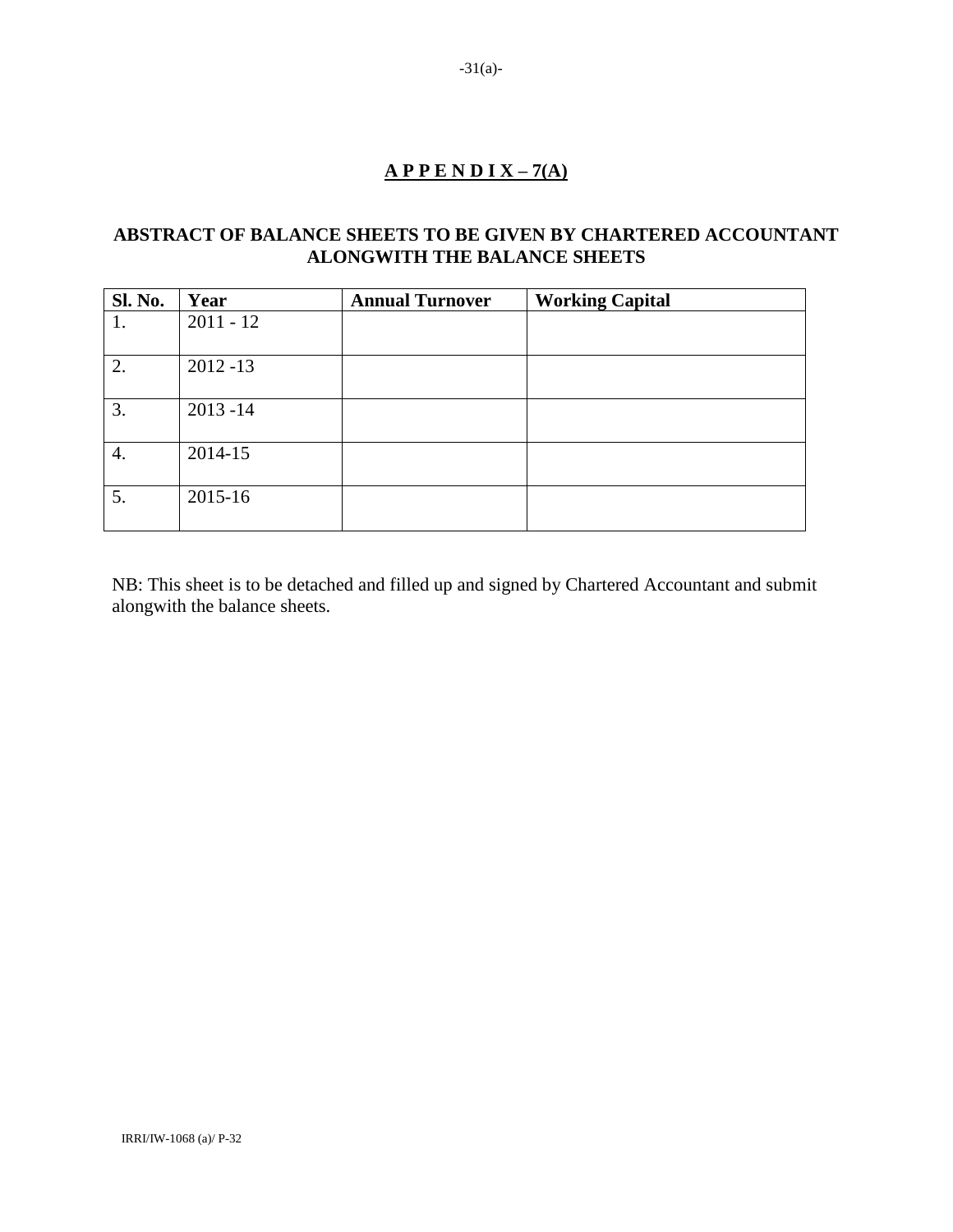# **A P P E N D I X – 7(A)**

## ABSTRACT OF BALANCE SHEETS TO BE GIVEN BY CHARTERED ACCOUNTANT ALONGWITH THE BALANCE SHEETS

| Sl. No. | Year | Annual Turnover | Working Capital |
|---|---|---|---|
| 1. | 2011 - 12 | | |
| 2. | 2012 -13 | | |
| 3. | 2013 -14 | | |
| 4. | 2014-15 | | |
| 5. | 2015-16 | | |

NB: This sheet is to be detached and filled up and signed by Chartered Accountant and submit alongwith the balance sheets.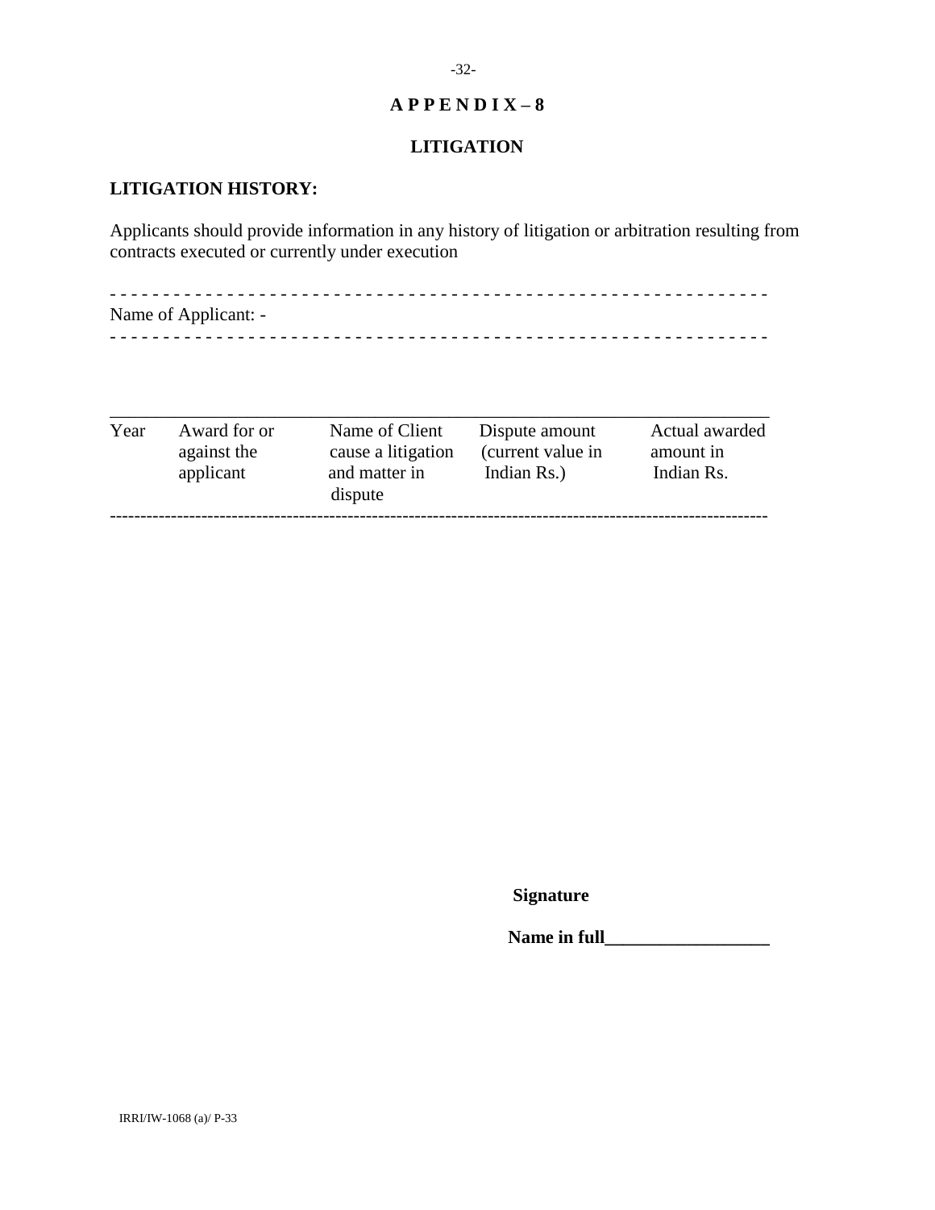# APPENDIX – 8

## LITIGATION

### LITIGATION HISTORY:

Applicants should provide information in any history of litigation or arbitration resulting from contracts executed or currently under execution

Name of Applicant: -

| Year | Award for or against the applicant | Name of Client cause a litigation and matter in dispute | Dispute amount (current value in Indian Rs.) | Actual awarded amount in Indian Rs. |
|---|---|---|---|---|
| | | | | |

**Signature**

**Name in full__________________**

IRRI/IW-1068 (a)/ P-33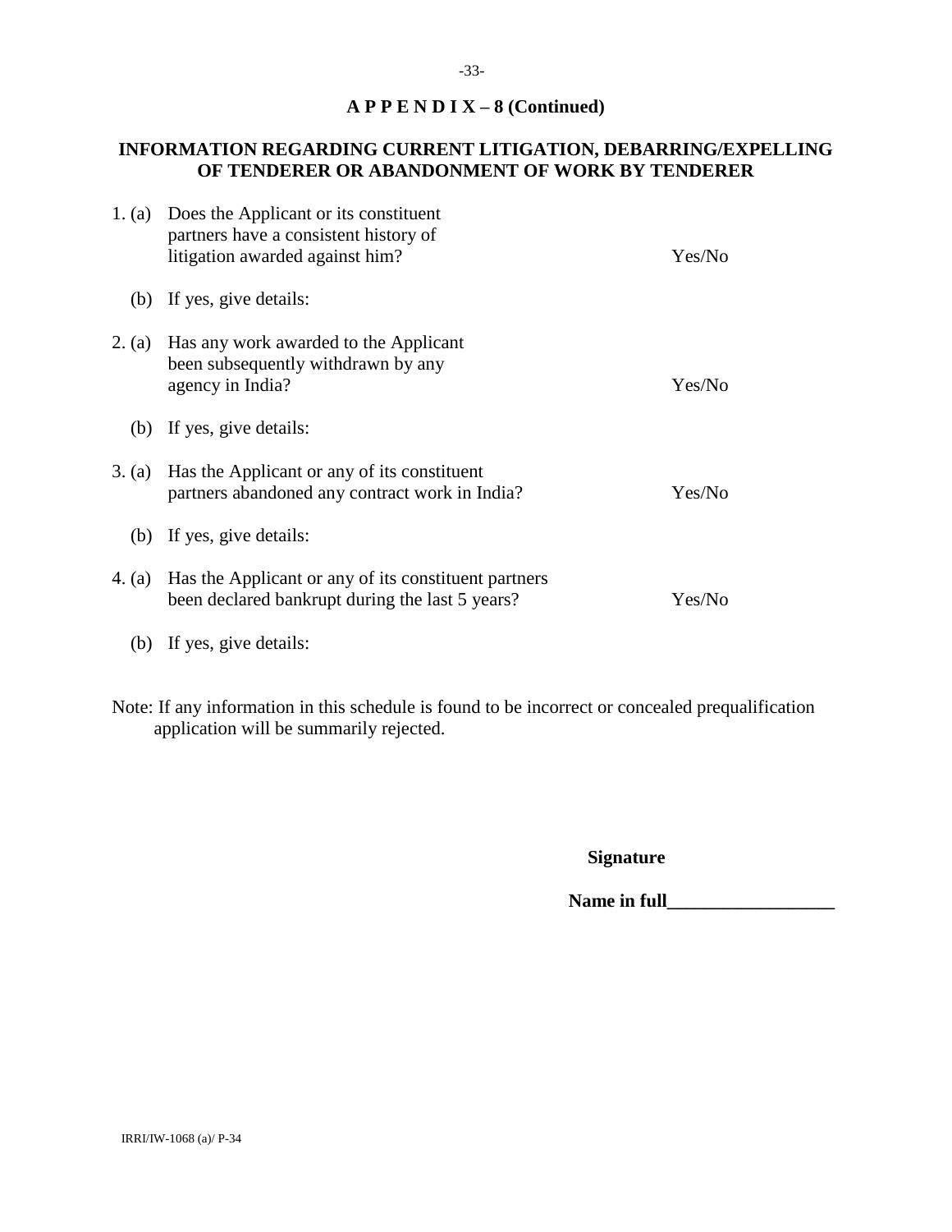## A P P E N D I X – 8 (Continued)

## INFORMATION REGARDING CURRENT LITIGATION, DEBARRING/EXPELLING OF TENDERER OR ABANDONMENT OF WORK BY TENDERER

1. (a) Does the Applicant or its constituent partners have a consistent history of litigation awarded against him? Yes/No

   (b) If yes, give details:

2. (a) Has any work awarded to the Applicant been subsequently withdrawn by any agency in India? Yes/No

   (b) If yes, give details:

3. (a) Has the Applicant or any of its constituent partners abandoned any contract work in India? Yes/No

   (b) If yes, give details:

4. (a) Has the Applicant or any of its constituent partners been declared bankrupt during the last 5 years? Yes/No

   (b) If yes, give details:

Note: If any information in this schedule is found to be incorrect or concealed prequalification application will be summarily rejected.

**Signature**

**Name in full__________________**

IRRI/IW-1068 (a)/ P-34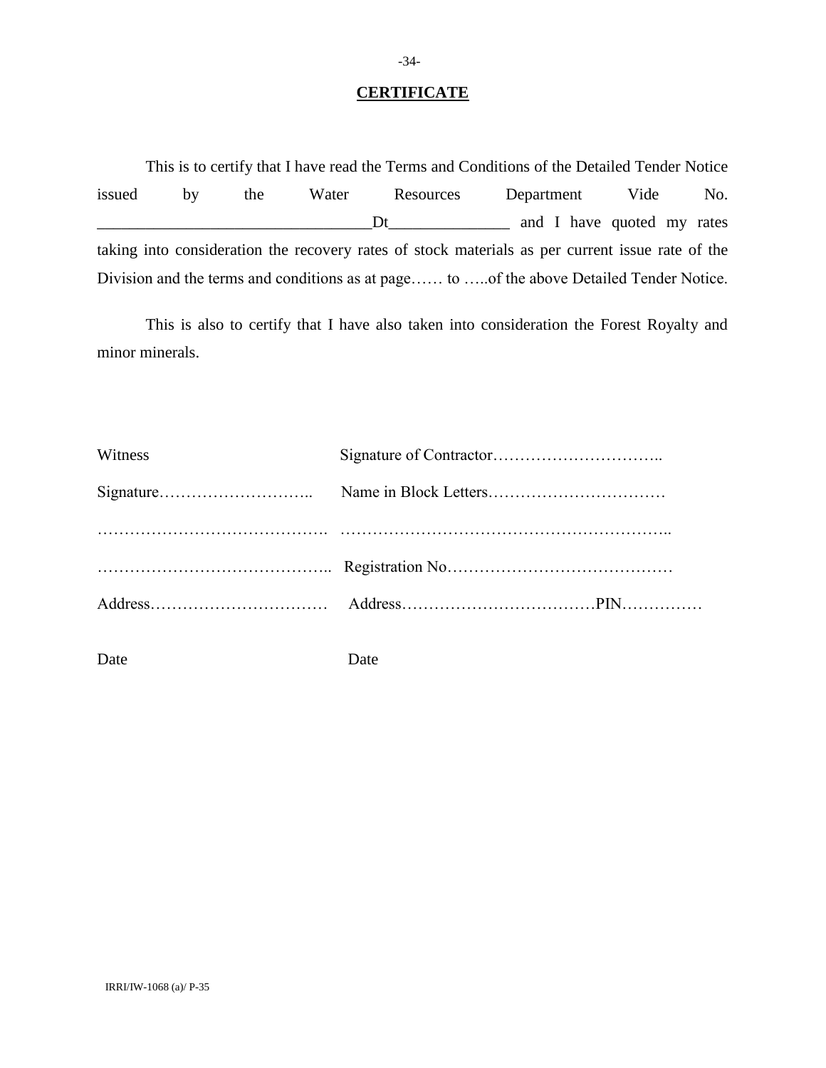## CERTIFICATE

This is to certify that I have read the Terms and Conditions of the Detailed Tender Notice issued by the Water Resources Department Vide No. __________________________________Dt_______________ and I have quoted my rates taking into consideration the recovery rates of stock materials as per current issue rate of the Division and the terms and conditions as at page…… to …..of the above Detailed Tender Notice.

This is also to certify that I have also taken into consideration the Forest Royalty and minor minerals.

Witness — Signature of Contractor…………………………..

Signature……………………….. — Name in Block Letters……………………………

……………………………………. — …………………………………………………..

…………………………………….. — Registration No……………………………………

Address…………………………… — Address………………………………PIN……………

Date — Date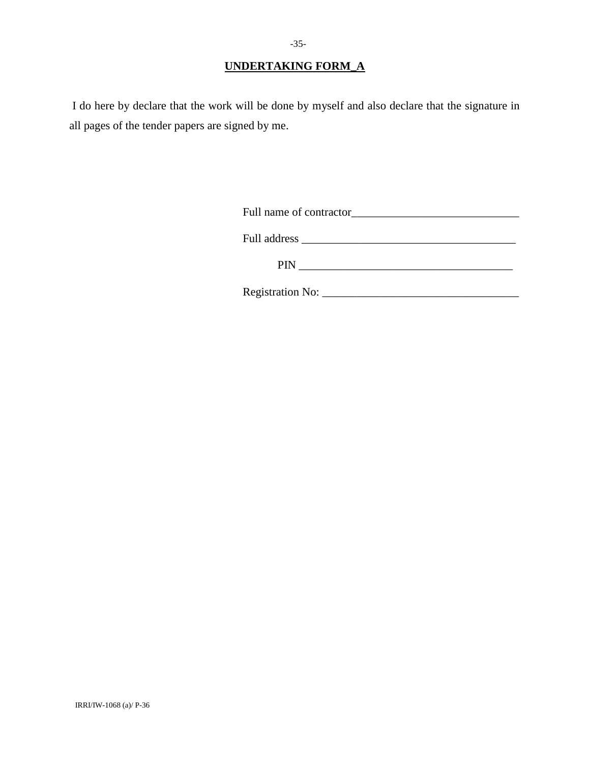## UNDERTAKING FORM_A

I do here by declare that the work will be done by myself and also declare that the signature in all pages of the tender papers are signed by me.

Full name of contractor______________________________

Full address ______________________________________

PIN ______________________________________

Registration No: ___________________________________

IRRI/IW-1068 (a)/ P-36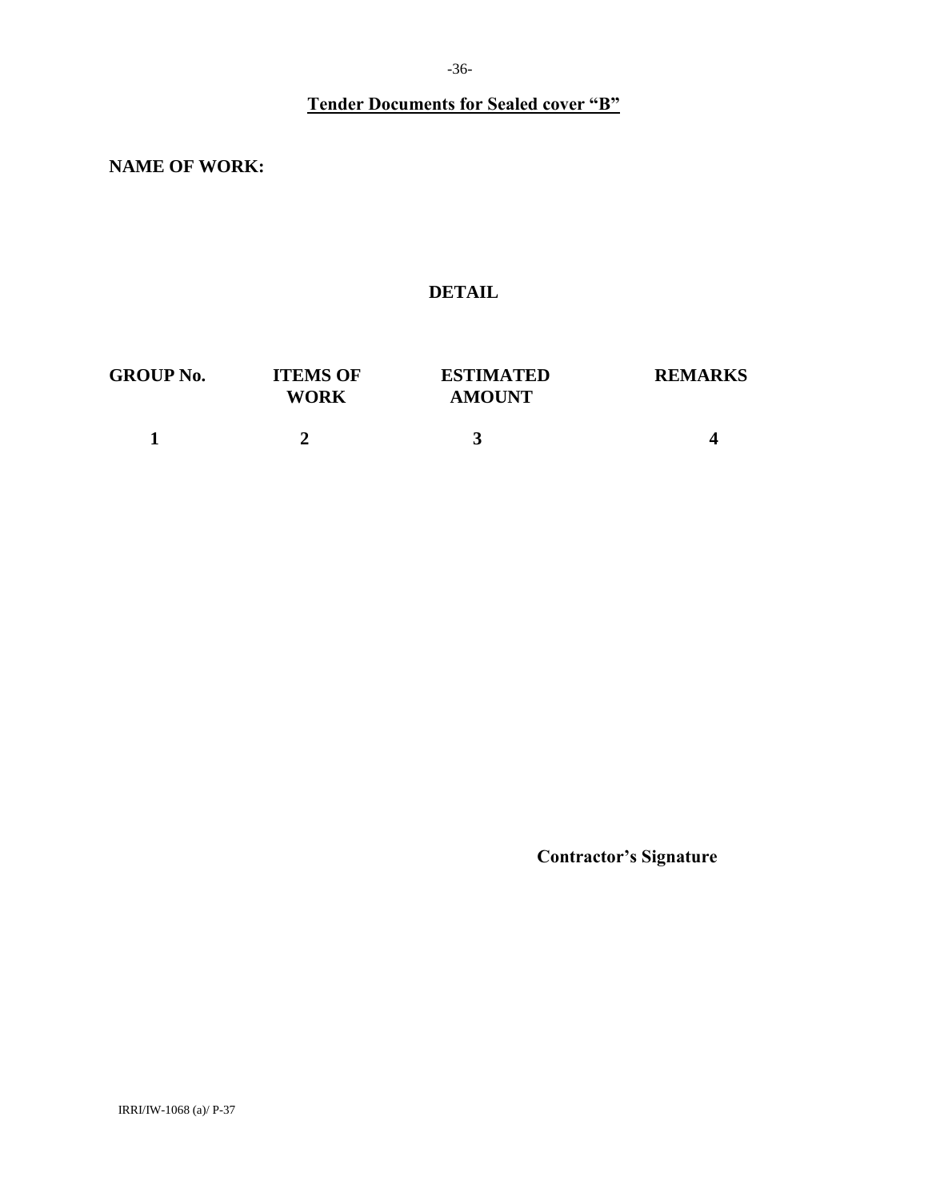## Tender Documents for Sealed cover "B"

**NAME OF WORK:**

**DETAIL**

| GROUP No. | ITEMS OF WORK | ESTIMATED AMOUNT | REMARKS |
|---|---|---|---|
| 1 | 2 | 3 | 4 |

**Contractor's Signature**

IRRI/IW-1068 (a)/ P-37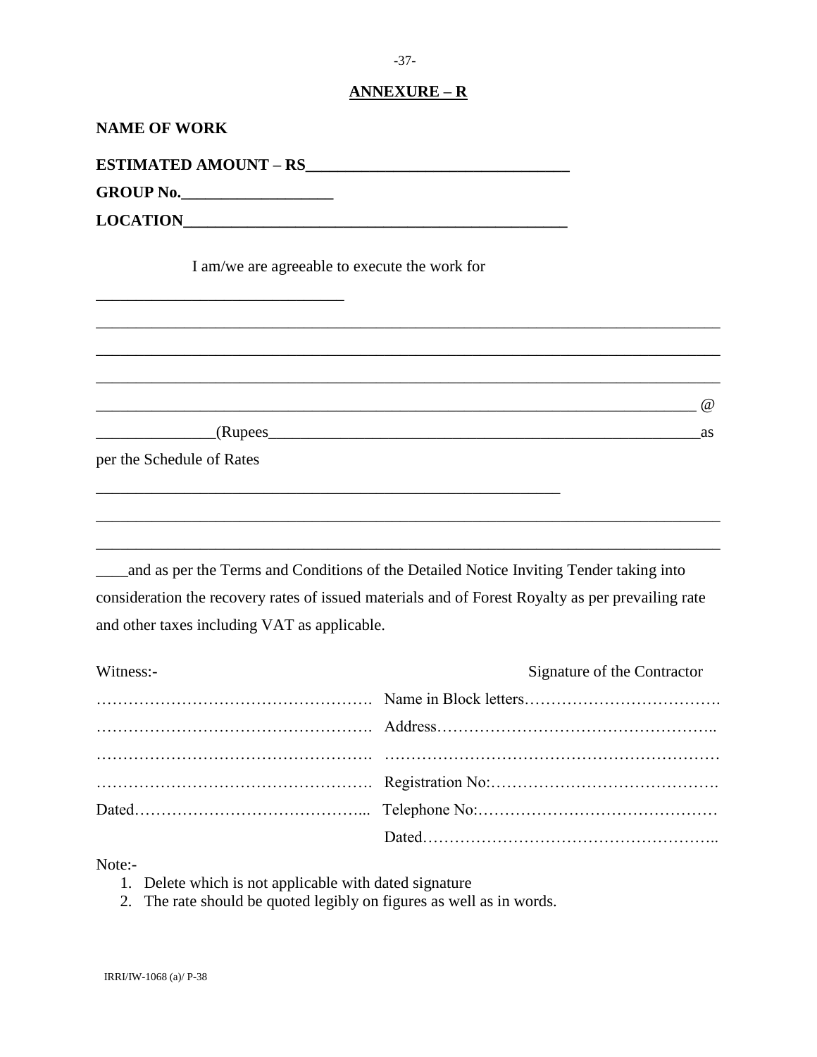## ANNEXURE – R

**NAME OF WORK**

**ESTIMATED AMOUNT – RS\_\_\_\_\_\_\_\_\_\_\_\_\_\_\_\_\_\_\_\_\_\_\_\_\_\_\_\_\_\_\_\_\_\_**

**GROUP No.\_\_\_\_\_\_\_\_\_\_\_\_\_\_\_\_\_\_\_**

**LOCATION\_\_\_\_\_\_\_\_\_\_\_\_\_\_\_\_\_\_\_\_\_\_\_\_\_\_\_\_\_\_\_\_\_\_\_\_\_\_\_\_\_\_\_\_\_\_\_\_\_\_**

I am/we are agreeable to execute the work for

\_\_\_\_\_\_\_\_\_\_\_\_\_\_\_\_\_\_\_\_\_\_\_\_\_\_\_\_\_\_\_

\_\_\_\_\_\_\_\_\_\_\_\_\_\_\_\_\_\_\_\_\_\_\_\_\_\_\_\_\_\_\_\_\_\_\_\_\_\_\_\_\_\_\_\_\_\_\_\_\_\_\_\_\_\_\_\_\_\_\_\_\_\_\_\_\_\_\_\_\_\_\_\_\_\_\_\_\_\_

\_\_\_\_\_\_\_\_\_\_\_\_\_\_\_\_\_\_\_\_\_\_\_\_\_\_\_\_\_\_\_\_\_\_\_\_\_\_\_\_\_\_\_\_\_\_\_\_\_\_\_\_\_\_\_\_\_\_\_\_\_\_\_\_\_\_\_\_\_\_\_\_\_\_\_\_\_\_

\_\_\_\_\_\_\_\_\_\_\_\_\_\_\_\_\_\_\_\_\_\_\_\_\_\_\_\_\_\_\_\_\_\_\_\_\_\_\_\_\_\_\_\_\_\_\_\_\_\_\_\_\_\_\_\_\_\_\_\_\_\_\_\_\_\_\_\_\_\_\_\_\_\_\_\_\_\_

\_\_\_\_\_\_\_\_\_\_\_\_\_\_\_\_\_\_\_\_\_\_\_\_\_\_\_\_\_\_\_\_\_\_\_\_\_\_\_\_\_\_\_\_\_\_\_\_\_\_\_\_\_\_\_\_\_\_\_\_\_\_\_\_\_\_\_\_\_\_\_\_\_\_\_\_ @

\_\_\_\_\_\_\_\_\_\_\_\_\_\_\_(Rupees\_\_\_\_\_\_\_\_\_\_\_\_\_\_\_\_\_\_\_\_\_\_\_\_\_\_\_\_\_\_\_\_\_\_\_\_\_\_\_\_\_\_\_\_\_\_\_\_\_\_\_\_\_\_\_\_\_as per the Schedule of Rates

\_\_\_\_\_\_\_\_\_\_\_\_\_\_\_\_\_\_\_\_\_\_\_\_\_\_\_\_\_\_\_\_\_\_\_\_\_\_\_\_\_\_\_\_\_\_\_\_\_\_\_\_\_\_\_\_\_\_\_\_\_

\_\_\_\_\_\_\_\_\_\_\_\_\_\_\_\_\_\_\_\_\_\_\_\_\_\_\_\_\_\_\_\_\_\_\_\_\_\_\_\_\_\_\_\_\_\_\_\_\_\_\_\_\_\_\_\_\_\_\_\_\_\_\_\_\_\_\_\_\_\_\_\_\_\_\_\_\_\_

\_\_\_\_\_\_\_\_\_\_\_\_\_\_\_\_\_\_\_\_\_\_\_\_\_\_\_\_\_\_\_\_\_\_\_\_\_\_\_\_\_\_\_\_\_\_\_\_\_\_\_\_\_\_\_\_\_\_\_\_\_\_\_\_\_\_\_\_\_\_\_\_\_\_\_\_\_\_

\_\_\_\_and as per the Terms and Conditions of the Detailed Notice Inviting Tender taking into consideration the recovery rates of issued materials and of Forest Royalty as per prevailing rate and other taxes including VAT as applicable.

| Witness:- | Signature of the Contractor |
|---|---|
| ……………………………………………. | Name in Block letters………………………………. |
| ……………………………………………. | Address…………………………………………….. |
| ……………………………………………. | …………………………………………………… |
| ……………………………………………. | Registration No:……………………………………. |
| Dated…………………………………... | Telephone No:……………………………………… |
| | Dated……………………………………………….. |

Note:-

1. Delete which is not applicable with dated signature
2. The rate should be quoted legibly on figures as well as in words.

IRRI/IW-1068 (a)/ P-38